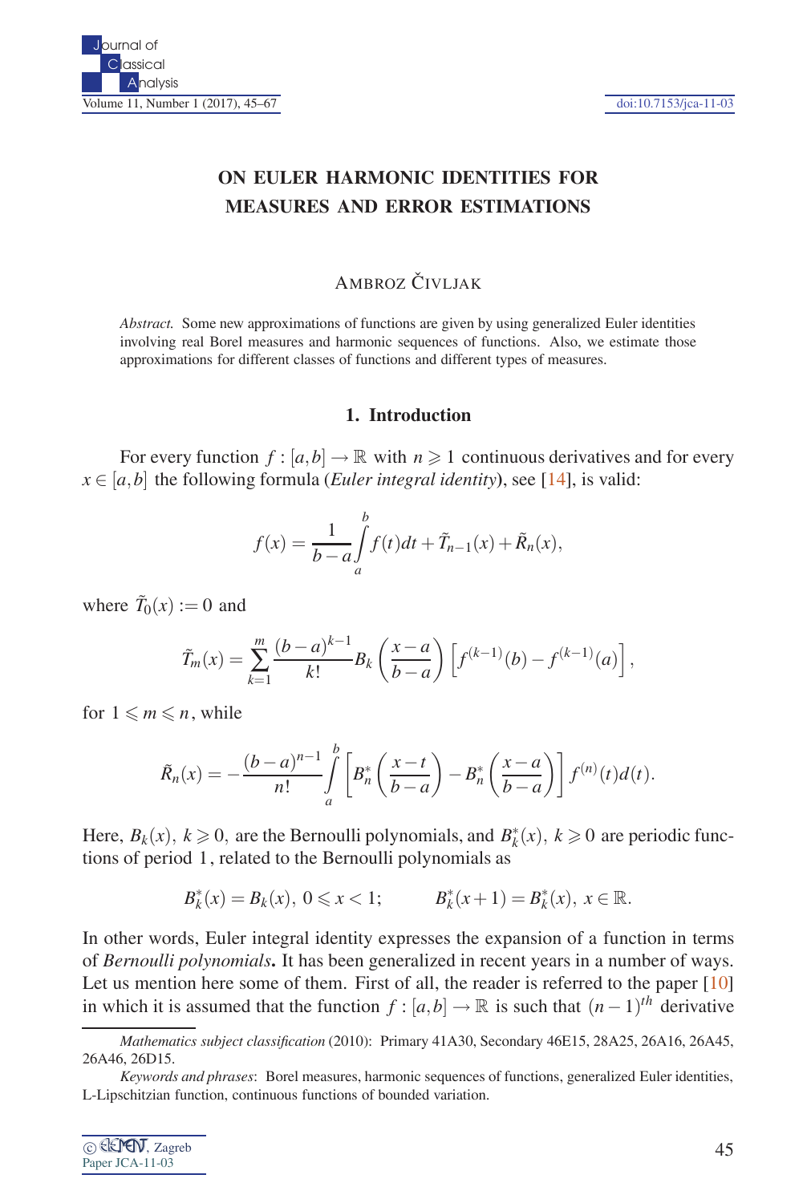# ON EULER HARMONIC IDENTITIES FOR MEASURES AND ERROR ESTIMATIONS

AMBROZ ČIVLJAK

*Abstract.* Some new approximations of functions are given by using generalized Euler identities involving real Borel measures and harmonic sequences of functions. Also, we estimate those approximations for different classes of functions and different types of measures.

## 1. Introduction

For every function $f : [a,b] \to \mathbb{R}$ with $n \geqslant 1$ continuous derivatives and for every $x \in [a,b]$ the following formula (*Euler integral identity*), see [14], is valid:

$$f(x) = \frac{1}{b-a}\int_a^b f(t)dt + \tilde{T}_{n-1}(x) + \tilde{R}_n(x),$$

where $\tilde{T}_0(x) := 0$ and

$$\tilde{T}_m(x) = \sum_{k=1}^{m} \frac{(b-a)^{k-1}}{k!} B_k\left(\frac{x-a}{b-a}\right)\left[f^{(k-1)}(b) - f^{(k-1)}(a)\right],$$

for $1 \leqslant m \leqslant n$, while

$$\tilde{R}_n(x) = -\frac{(b-a)^{n-1}}{n!}\int_a^b \left[B_n^*\left(\frac{x-t}{b-a}\right) - B_n^*\left(\frac{x-a}{b-a}\right)\right] f^{(n)}(t)d(t).$$

Here, $B_k(x)$, $k \geqslant 0$, are the Bernoulli polynomials, and $B_k^*(x)$, $k \geqslant 0$ are periodic functions of period 1, related to the Bernoulli polynomials as

$$B_k^*(x) = B_k(x),\ 0 \leqslant x < 1; \qquad B_k^*(x+1) = B_k^*(x),\ x \in \mathbb{R}.$$

In other words, Euler integral identity expresses the expansion of a function in terms of *Bernoulli polynomials*. It has been generalized in recent years in a number of ways. Let us mention here some of them. First of all, the reader is referred to the paper [10] in which it is assumed that the function $f : [a,b] \to \mathbb{R}$ is such that $(n-1)^{th}$ derivative

*Mathematics subject classification* (2010): Primary 41A30, Secondary 46E15, 28A25, 26A16, 26A45, 26A46, 26D15.

*Keywords and phrases*: Borel measures, harmonic sequences of functions, generalized Euler identities, L-Lipschitzian function, continuous functions of bounded variation.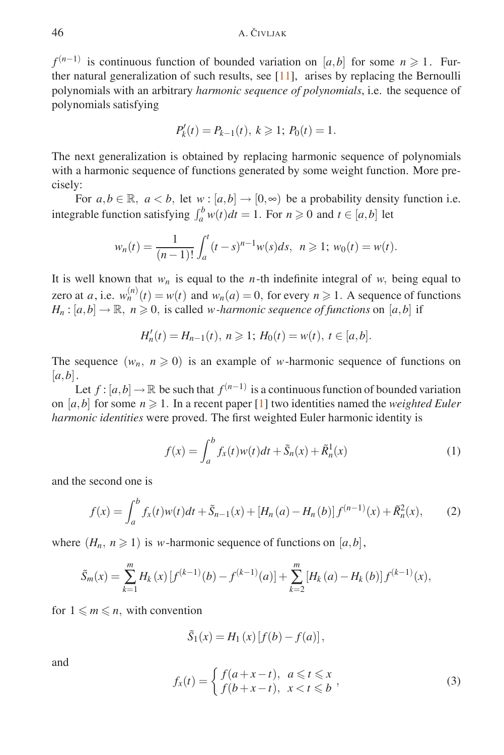$f^{(n-1)}$ is continuous function of bounded variation on $[a,b]$ for some $n \geqslant 1$. Further natural generalization of such results, see [11], arises by replacing the Bernoulli polynomials with an arbitrary *harmonic sequence of polynomials*, i.e. the sequence of polynomials satisfying

$$P_k'(t) = P_{k-1}(t),\ k \geqslant 1;\ P_0(t) = 1.$$

The next generalization is obtained by replacing harmonic sequence of polynomials with a harmonic sequence of functions generated by some weight function. More precisely:

For $a, b \in \mathbb{R},\ a < b,$ let $w : [a,b] \to [0,\infty)$ be a probability density function i.e. integrable function satisfying $\int_a^b w(t)dt = 1$. For $n \geqslant 0$ and $t \in [a,b]$ let

$$w_n(t) = \frac{1}{(n-1)!}\int_a^t (t-s)^{n-1} w(s)ds,\ \ n \geqslant 1;\ w_0(t) = w(t).$$

It is well known that $w_n$ is equal to the $n$-th indefinite integral of $w$, being equal to zero at $a$, i.e. $w_n^{(n)}(t) = w(t)$ and $w_n(a) = 0$, for every $n \geqslant 1$. A sequence of functions $H_n : [a,b] \to \mathbb{R},\ n \geqslant 0$, is called *w-harmonic sequence of functions* on $[a,b]$ if

$$H_n'(t) = H_{n-1}(t),\ n \geqslant 1;\ H_0(t) = w(t),\ t \in [a,b].$$

The sequence $(w_n,\ n \geqslant 0)$ is an example of $w$-harmonic sequence of functions on $[a,b]$.

Let $f : [a,b] \to \mathbb{R}$ be such that $f^{(n-1)}$ is a continuous function of bounded variation on $[a,b]$ for some $n \geqslant 1$. In a recent paper [1] two identities named the *weighted Euler harmonic identities* were proved. The first weighted Euler harmonic identity is

$$f(x) = \int_a^b f_x(t)w(t)dt + \tilde{S}_n(x) + \tilde{R}_n^1(x) \tag{1}$$

and the second one is

$$f(x) = \int_a^b f_x(t)w(t)dt + \tilde{S}_{n-1}(x) + \left[H_n(a) - H_n(b)\right] f^{(n-1)}(x) + \tilde{R}_n^2(x), \tag{2}$$

where $(H_n,\ n \geqslant 1)$ is $w$-harmonic sequence of functions on $[a,b]$,

$$\tilde{S}_m(x) = \sum_{k=1}^{m} H_k(x)\left[f^{(k-1)}(b) - f^{(k-1)}(a)\right] + \sum_{k=2}^{m}\left[H_k(a) - H_k(b)\right] f^{(k-1)}(x),$$

for $1 \leqslant m \leqslant n$, with convention

$$\tilde{S}_1(x) = H_1(x)\left[f(b) - f(a)\right],$$

and

$$f_x(t) = \begin{cases} f(a+x-t), & a \leqslant t \leqslant x \\ f(b+x-t), & x < t \leqslant b \end{cases}, \tag{3}$$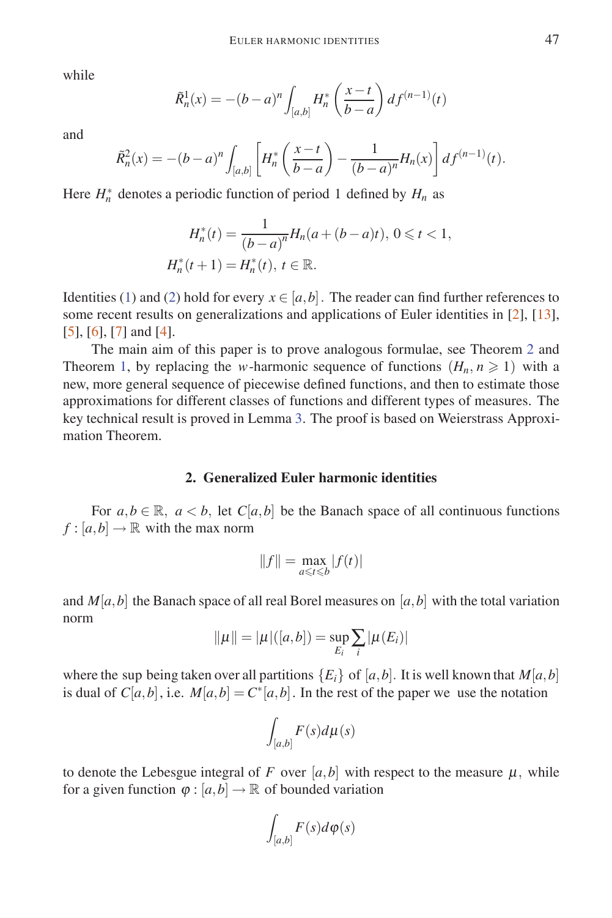while

$$\tilde{R}_n^1(x) = -(b-a)^n \int_{[a,b]} H_n^*\left(\frac{x-t}{b-a}\right) df^{(n-1)}(t)$$

and

$$\tilde{R}_n^2(x) = -(b-a)^n \int_{[a,b]} \left[H_n^*\left(\frac{x-t}{b-a}\right) - \frac{1}{(b-a)^n} H_n(x)\right] df^{(n-1)}(t).$$

Here $H_n^*$ denotes a periodic function of period 1 defined by $H_n$ as

$$H_n^*(t) = \frac{1}{(b-a)^n} H_n(a+(b-a)t),\ 0 \leqslant t < 1,$$
$$H_n^*(t+1) = H_n^*(t),\ t \in \mathbb{R}.$$

Identities (1) and (2) hold for every $x \in [a,b]$. The reader can find further references to some recent results on generalizations and applications of Euler identities in [2], [13], [5], [6], [7] and [4].

The main aim of this paper is to prove analogous formulae, see Theorem 2 and Theorem 1, by replacing the $w$-harmonic sequence of functions $(H_n, n \geqslant 1)$ with a new, more general sequence of piecewise defined functions, and then to estimate those approximations for different classes of functions and different types of measures. The key technical result is proved in Lemma 3. The proof is based on Weierstrass Approximation Theorem.

## 2. Generalized Euler harmonic identities

For $a,b \in \mathbb{R},\ a < b$, let $C[a,b]$ be the Banach space of all continuous functions $f : [a,b] \to \mathbb{R}$ with the max norm

$$\|f\| = \max_{a \leqslant t \leqslant b} |f(t)|$$

and $M[a,b]$ the Banach space of all real Borel measures on $[a,b]$ with the total variation norm

$$\|\mu\| = |\mu|([a,b]) = \sup_{E_i} \sum_i |\mu(E_i)|$$

where the sup being taken over all partitions $\{E_i\}$ of $[a,b]$. It is well known that $M[a,b]$ is dual of $C[a,b]$, i.e. $M[a,b] = C^*[a,b]$. In the rest of the paper we use the notation

$$\int_{[a,b]} F(s) d\mu(s)$$

to denote the Lebesgue integral of $F$ over $[a,b]$ with respect to the measure $\mu$, while for a given function $\varphi : [a,b] \to \mathbb{R}$ of bounded variation

$$\int_{[a,b]} F(s) d\varphi(s)$$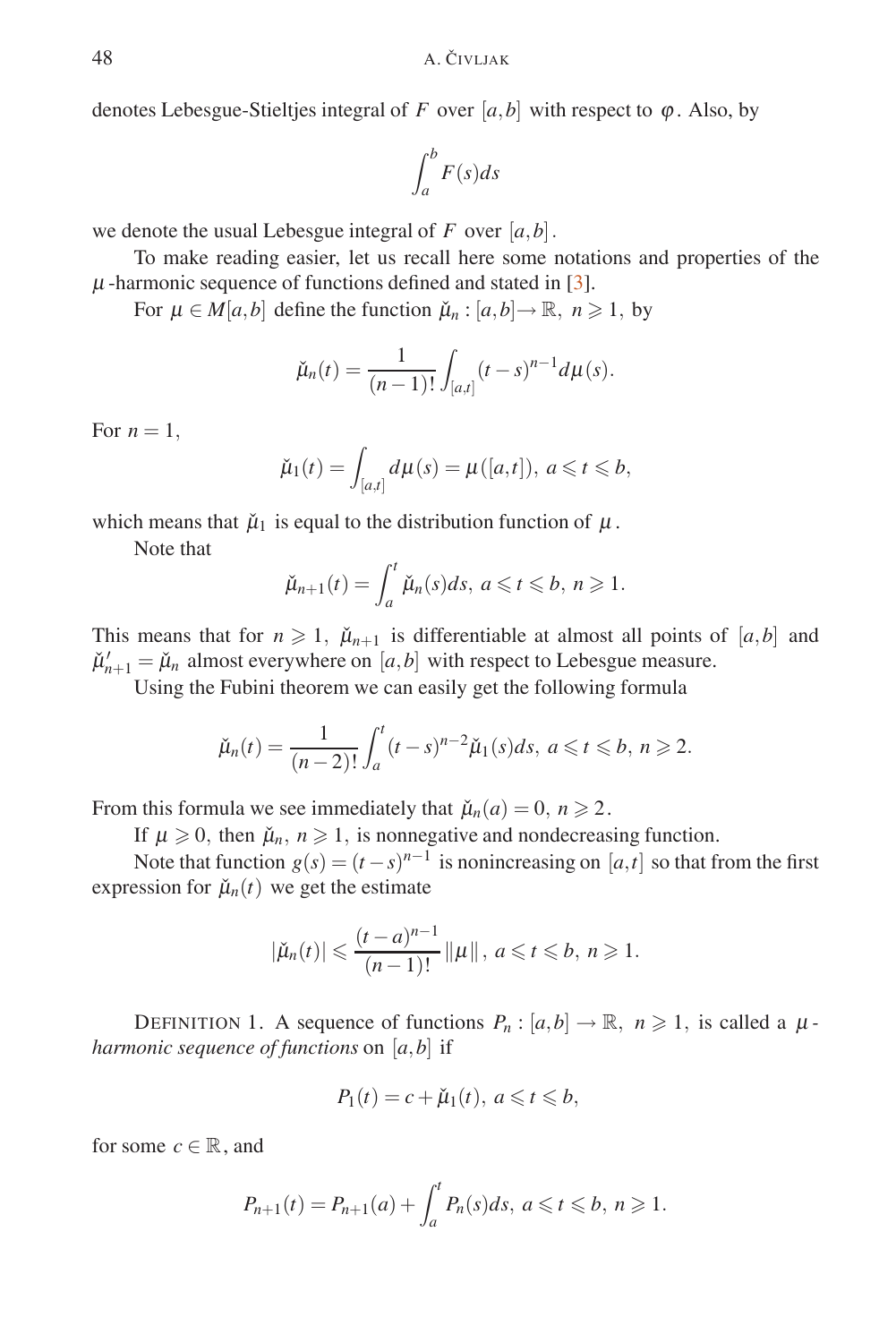denotes Lebesgue-Stieltjes integral of $F$ over $[a,b]$ with respect to $\varphi$. Also, by

$$\int_a^b F(s)ds$$

we denote the usual Lebesgue integral of $F$ over $[a,b]$.

To make reading easier, let us recall here some notations and properties of the $\mu$-harmonic sequence of functions defined and stated in [3].

For $\mu \in M[a,b]$ define the function $\check{\mu}_n : [a,b] \to \mathbb{R}$, $n \geqslant 1$, by

$$\check{\mu}_n(t) = \frac{1}{(n-1)!} \int_{[a,t]} (t-s)^{n-1} d\mu(s).$$

For $n = 1$,

$$\check{\mu}_1(t) = \int_{[a,t]} d\mu(s) = \mu([a,t]),\ a \leqslant t \leqslant b,$$

which means that $\check{\mu}_1$ is equal to the distribution function of $\mu$.

Note that

$$\check{\mu}_{n+1}(t) = \int_a^t \check{\mu}_n(s)ds,\ a \leqslant t \leqslant b,\ n \geqslant 1.$$

This means that for $n \geqslant 1$, $\check{\mu}_{n+1}$ is differentiable at almost all points of $[a,b]$ and $\check{\mu}_{n+1}' = \check{\mu}_n$ almost everywhere on $[a,b]$ with respect to Lebesgue measure.

Using the Fubini theorem we can easily get the following formula

$$\check{\mu}_n(t) = \frac{1}{(n-2)!} \int_a^t (t-s)^{n-2} \check{\mu}_1(s)ds,\ a \leqslant t \leqslant b,\ n \geqslant 2.$$

From this formula we see immediately that $\check{\mu}_n(a) = 0$, $n \geqslant 2$.

If $\mu \geqslant 0$, then $\check{\mu}_n$, $n \geqslant 1$, is nonnegative and nondecreasing function.

Note that function $g(s) = (t-s)^{n-1}$ is nonincreasing on $[a,t]$ so that from the first expression for $\check{\mu}_n(t)$ we get the estimate

$$|\check{\mu}_n(t)| \leqslant \frac{(t-a)^{n-1}}{(n-1)!} \|\mu\|,\ a \leqslant t \leqslant b,\ n \geqslant 1.$$

DEFINITION 1. A sequence of functions $P_n : [a,b] \to \mathbb{R}$, $n \geqslant 1$, is called a *$\mu$-harmonic sequence of functions* on $[a,b]$ if

$$P_1(t) = c + \check{\mu}_1(t),\ a \leqslant t \leqslant b,$$

for some $c \in \mathbb{R}$, and

$$P_{n+1}(t) = P_{n+1}(a) + \int_a^t P_n(s)ds,\ a \leqslant t \leqslant b,\ n \geqslant 1.$$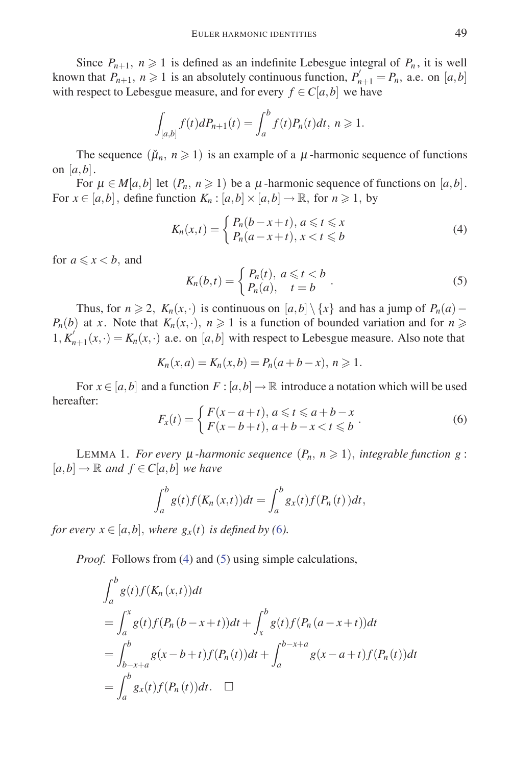Since $P_{n+1},\ n \geqslant 1$ is defined as an indefinite Lebesgue integral of $P_n$, it is well known that $P_{n+1},\ n \geqslant 1$ is an absolutely continuous function, $P_{n+1}^{'} = P_n$, a.e. on $[a,b]$ with respect to Lebesgue measure, and for every $f \in C[a,b]$ we have

$$\int_{[a,b]} f(t) dP_{n+1}(t) = \int_a^b f(t) P_n(t) dt,\ n \geqslant 1.$$

The sequence $(\breve{\mu}_n,\ n \geqslant 1)$ is an example of a $\mu$-harmonic sequence of functions on $[a,b]$.

For $\mu \in M[a,b]$ let $(P_n,\ n \geqslant 1)$ be a $\mu$-harmonic sequence of functions on $[a,b]$. For $x \in [a,b]$, define function $K_n : [a,b] \times [a,b] \to \mathbb{R}$, for $n \geqslant 1$, by

$$K_n(x,t) = \begin{cases} P_n(b-x+t), & a \leqslant t \leqslant x \\ P_n(a-x+t), & x < t \leqslant b \end{cases} \tag{4}$$

for $a \leqslant x < b$, and

$$K_n(b,t) = \begin{cases} P_n(t), & a \leqslant t < b \\ P_n(a), & t = b \end{cases}. \tag{5}$$

Thus, for $n \geqslant 2,\ K_n(x,\cdot)$ is continuous on $[a,b] \setminus \{x\}$ and has a jump of $P_n(a) - P_n(b)$ at $x$. Note that $K_n(x,\cdot),\ n \geqslant 1$ is a function of bounded variation and for $n \geqslant 1, K_{n+1}^{'}(x,\cdot) = K_n(x,\cdot)$ a.e. on $[a,b]$ with respect to Lebesgue measure. Also note that

$$K_n(x,a) = K_n(x,b) = P_n(a+b-x),\ n \geqslant 1.$$

For $x \in [a,b]$ and a function $F : [a,b] \to \mathbb{R}$ introduce a notation which will be used hereafter:

$$F_x(t) = \begin{cases} F(x-a+t), & a \leqslant t \leqslant a+b-x \\ F(x-b+t), & a+b-x < t \leqslant b \end{cases}. \tag{6}$$

LEMMA 1. *For every $\mu$-harmonic sequence $(P_n,\ n \geqslant 1)$, integrable function $g : [a,b] \to \mathbb{R}$ and $f \in C[a,b]$ we have*

$$\int_a^b g(t) f(K_n(x,t)) dt = \int_a^b g_x(t) f(P_n(t)) dt,$$

*for every $x \in [a,b]$, where $g_x(t)$ is defined by (6).*

*Proof.* Follows from (4) and (5) using simple calculations,

$$\begin{aligned}
&\int_a^b g(t) f(K_n(x,t)) dt \\
&= \int_a^x g(t) f(P_n(b-x+t)) dt + \int_x^b g(t) f(P_n(a-x+t)) dt \\
&= \int_{b-x+a}^b g(x-b+t) f(P_n(t)) dt + \int_a^{b-x+a} g(x-a+t) f(P_n(t)) dt \\
&= \int_a^b g_x(t) f(P_n(t)) dt. \quad \square
\end{aligned}$$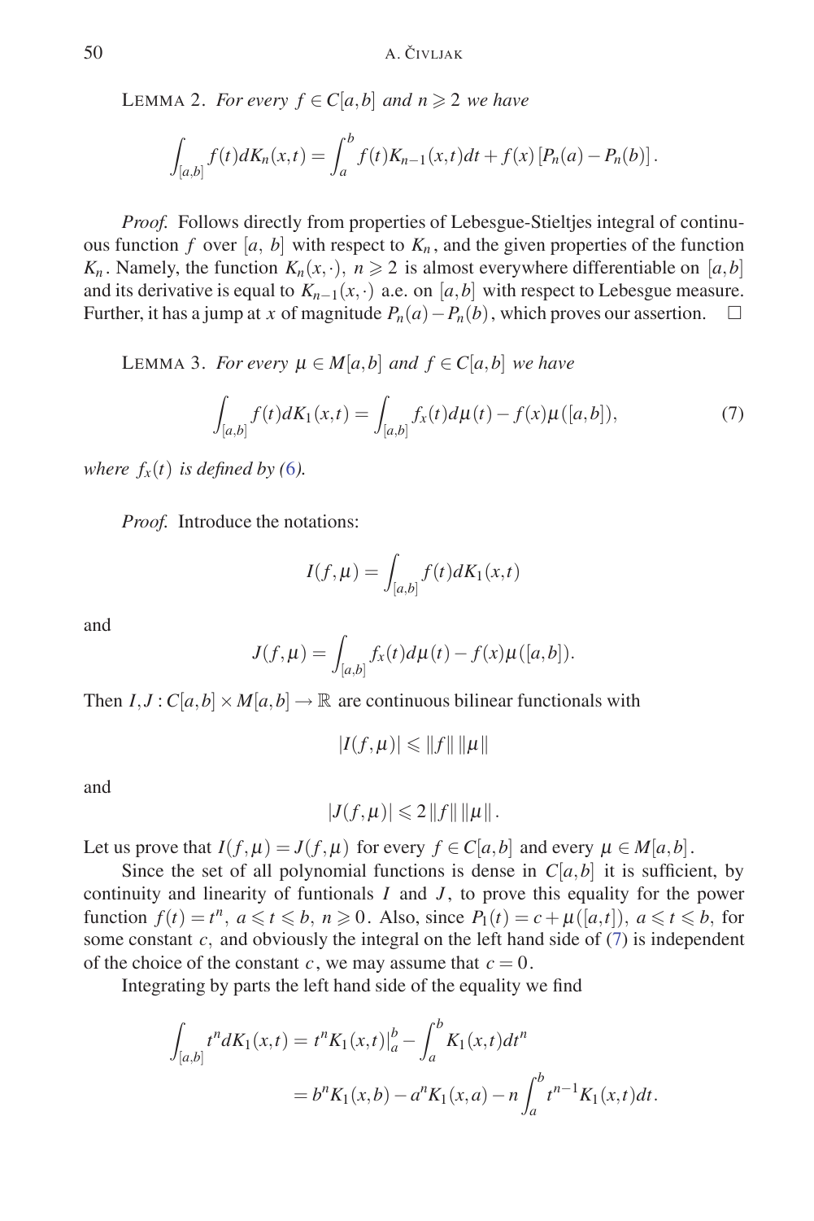LEMMA 2. *For every $f \in C[a,b]$ and $n \geqslant 2$ we have*

$$\int_{[a,b]} f(t)dK_n(x,t) = \int_a^b f(t)K_{n-1}(x,t)dt + f(x)\left[P_n(a) - P_n(b)\right].$$

*Proof.* Follows directly from properties of Lebesgue-Stieltjes integral of continuous function $f$ over $[a,\ b]$ with respect to $K_n$, and the given properties of the function $K_n$. Namely, the function $K_n(x,\cdot),\ n \geqslant 2$ is almost everywhere differentiable on $[a,b]$ and its derivative is equal to $K_{n-1}(x,\cdot)$ a.e. on $[a,b]$ with respect to Lebesgue measure. Further, it has a jump at $x$ of magnitude $P_n(a) - P_n(b)$, which proves our assertion. □

LEMMA 3. *For every $\mu \in M[a,b]$ and $f \in C[a,b]$ we have*

$$\int_{[a,b]} f(t)dK_1(x,t) = \int_{[a,b]} f_x(t)d\mu(t) - f(x)\mu([a,b]), \tag{7}$$

*where $f_x(t)$ is defined by (6).*

*Proof.* Introduce the notations:

$$I(f,\mu) = \int_{[a,b]} f(t)dK_1(x,t)$$

and

$$J(f,\mu) = \int_{[a,b]} f_x(t)d\mu(t) - f(x)\mu([a,b]).$$

Then $I,J : C[a,b] \times M[a,b] \to \mathbb{R}$ are continuous bilinear functionals with

$$|I(f,\mu)| \leqslant \|f\|\,\|\mu\|$$

and

$$|J(f,\mu)| \leqslant 2\,\|f\|\,\|\mu\|.$$

Let us prove that $I(f,\mu) = J(f,\mu)$ for every $f \in C[a,b]$ and every $\mu \in M[a,b]$.

Since the set of all polynomial functions is dense in $C[a,b]$ it is sufficient, by continuity and linearity of funtionals $I$ and $J$, to prove this equality for the power function $f(t) = t^n,\ a \leqslant t \leqslant b,\ n \geqslant 0$. Also, since $P_1(t) = c + \mu([a,t]),\ a \leqslant t \leqslant b$, for some constant $c$, and obviously the integral on the left hand side of (7) is independent of the choice of the constant $c$, we may assume that $c = 0$.

Integrating by parts the left hand side of the equality we find

$$\begin{aligned}
\int_{[a,b]} t^n dK_1(x,t) &= t^n K_1(x,t)\big|_a^b - \int_a^b K_1(x,t)dt^n \\
&= b^n K_1(x,b) - a^n K_1(x,a) - n\int_a^b t^{n-1}K_1(x,t)dt.
\end{aligned}$$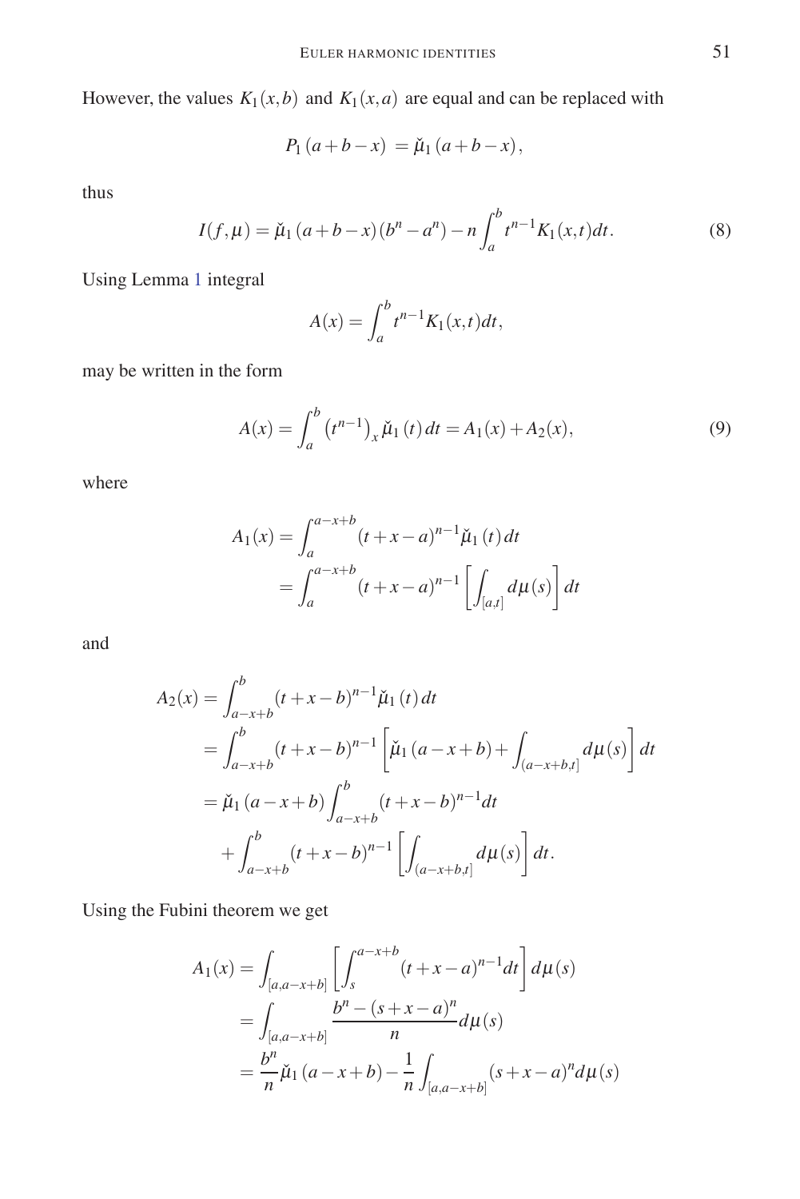However, the values $K_1(x,b)$ and $K_1(x,a)$ are equal and can be replaced with

$$P_1(a+b-x) = \check{\mu}_1(a+b-x),$$

thus

$$I(f,\mu) = \check{\mu}_1(a+b-x)(b^n - a^n) - n\int_a^b t^{n-1}K_1(x,t)dt. \tag{8}$$

Using Lemma 1 integral

$$A(x) = \int_a^b t^{n-1}K_1(x,t)dt,$$

may be written in the form

$$A(x) = \int_a^b \left(t^{n-1}\right)_x \check{\mu}_1(t)\,dt = A_1(x) + A_2(x), \tag{9}$$

where

$$\begin{aligned}
A_1(x) &= \int_a^{a-x+b} (t+x-a)^{n-1}\check{\mu}_1(t)\,dt \\
&= \int_a^{a-x+b} (t+x-a)^{n-1}\left[\int_{[a,t]} d\mu(s)\right] dt
\end{aligned}$$

and

$$\begin{aligned}
A_2(x) &= \int_{a-x+b}^{b} (t+x-b)^{n-1}\check{\mu}_1(t)\,dt \\
&= \int_{a-x+b}^{b} (t+x-b)^{n-1}\left[\check{\mu}_1(a-x+b) + \int_{(a-x+b,t]} d\mu(s)\right] dt \\
&= \check{\mu}_1(a-x+b)\int_{a-x+b}^{b} (t+x-b)^{n-1}dt \\
&\quad + \int_{a-x+b}^{b} (t+x-b)^{n-1}\left[\int_{(a-x+b,t]} d\mu(s)\right] dt.
\end{aligned}$$

Using the Fubini theorem we get

$$\begin{aligned}
A_1(x) &= \int_{[a,a-x+b]} \left[\int_s^{a-x+b} (t+x-a)^{n-1}dt\right] d\mu(s) \\
&= \int_{[a,a-x+b]} \frac{b^n - (s+x-a)^n}{n} d\mu(s) \\
&= \frac{b^n}{n}\check{\mu}_1(a-x+b) - \frac{1}{n}\int_{[a,a-x+b]} (s+x-a)^n d\mu(s)
\end{aligned}$$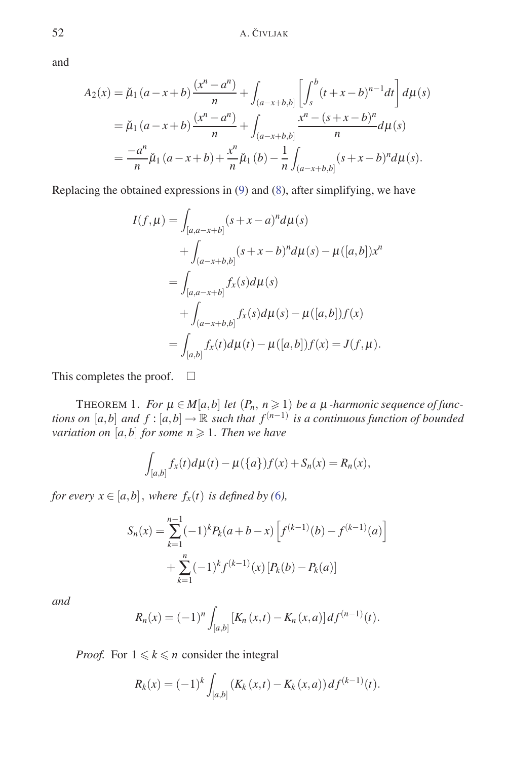and

$$
\begin{aligned}
A_2(x) &= \check{\mu}_1(a-x+b)\frac{(x^n-a^n)}{n} + \int_{(a-x+b,b]}\left[\int_s^b (t+x-b)^{n-1}dt\right]d\mu(s) \\
&= \check{\mu}_1(a-x+b)\frac{(x^n-a^n)}{n} + \int_{(a-x+b,b]}\frac{x^n-(s+x-b)^n}{n}d\mu(s) \\
&= \frac{-a^n}{n}\check{\mu}_1(a-x+b) + \frac{x^n}{n}\check{\mu}_1(b) - \frac{1}{n}\int_{(a-x+b,b]}(s+x-b)^n d\mu(s).
\end{aligned}
$$

Replacing the obtained expressions in (9) and (8), after simplifying, we have

$$
\begin{aligned}
I(f,\mu) &= \int_{[a,a-x+b]}(s+x-a)^n d\mu(s) \\
&\quad + \int_{(a-x+b,b]}(s+x-b)^n d\mu(s) - \mu([a,b])x^n \\
&= \int_{[a,a-x+b]} f_x(s)d\mu(s) \\
&\quad + \int_{(a-x+b,b]} f_x(s)d\mu(s) - \mu([a,b])f(x) \\
&= \int_{[a,b]} f_x(t)d\mu(t) - \mu([a,b])f(x) = J(f,\mu).
\end{aligned}
$$

This completes the proof. □

THEOREM 1. *For $\mu \in M[a,b]$ let $(P_n,\ n \geqslant 1)$ be a $\mu$-harmonic sequence of functions on $[a,b]$ and $f:[a,b]\to\mathbb{R}$ such that $f^{(n-1)}$ is a continuous function of bounded variation on $[a,b]$ for some $n \geqslant 1$. Then we have*

$$
\int_{[a,b]} f_x(t)d\mu(t) - \mu(\{a\})f(x) + S_n(x) = R_n(x),
$$

*for every $x \in [a,b]$, where $f_x(t)$ is defined by (6),*

$$
\begin{aligned}
S_n(x) &= \sum_{k=1}^{n-1}(-1)^k P_k(a+b-x)\left[f^{(k-1)}(b) - f^{(k-1)}(a)\right] \\
&\quad + \sum_{k=1}^{n}(-1)^k f^{(k-1)}(x)\left[P_k(b) - P_k(a)\right]
\end{aligned}
$$

*and*

$$
R_n(x) = (-1)^n \int_{[a,b]}\left[K_n(x,t) - K_n(x,a)\right]df^{(n-1)}(t).
$$

*Proof.* For $1 \leqslant k \leqslant n$ consider the integral

$$
R_k(x) = (-1)^k \int_{[a,b]}\left(K_k(x,t) - K_k(x,a)\right)df^{(k-1)}(t).
$$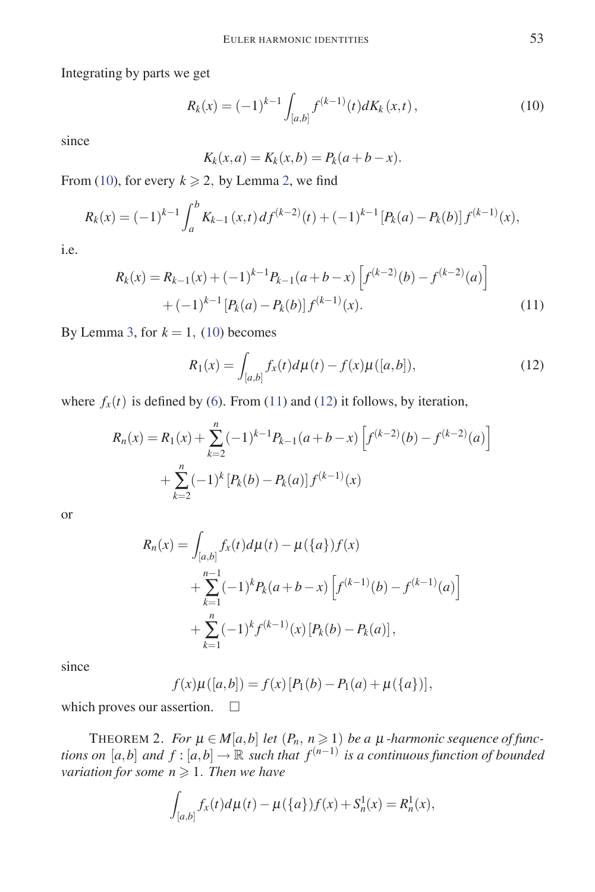Integrating by parts we get

$$R_k(x) = (-1)^{k-1} \int_{[a,b]} f^{(k-1)}(t) dK_k(x,t), \tag{10}$$

since

$$K_k(x,a) = K_k(x,b) = P_k(a+b-x).$$

From (10), for every $k \geqslant 2$, by Lemma 2, we find

$$R_k(x) = (-1)^{k-1} \int_a^b K_{k-1}(x,t) \, df^{(k-2)}(t) + (-1)^{k-1} [P_k(a) - P_k(b)] f^{(k-1)}(x),$$

i.e.

$$\begin{aligned} R_k(x) = R_{k-1}(x) &+ (-1)^{k-1} P_{k-1}(a+b-x) \left[ f^{(k-2)}(b) - f^{(k-2)}(a) \right] \\ &+ (-1)^{k-1} [P_k(a) - P_k(b)] f^{(k-1)}(x). \end{aligned} \tag{11}$$

By Lemma 3, for $k=1$, (10) becomes

$$R_1(x) = \int_{[a,b]} f_x(t) d\mu(t) - f(x)\mu([a,b]), \tag{12}$$

where $f_x(t)$ is defined by (6). From (11) and (12) it follows, by iteration,

$$\begin{aligned} R_n(x) = R_1(x) &+ \sum_{k=2}^{n} (-1)^{k-1} P_{k-1}(a+b-x) \left[ f^{(k-2)}(b) - f^{(k-2)}(a) \right] \\ &+ \sum_{k=2}^{n} (-1)^k [P_k(b) - P_k(a)] f^{(k-1)}(x) \end{aligned}$$

or

$$\begin{aligned} R_n(x) = \int_{[a,b]} f_x(t) d\mu(t) &- \mu(\{a\}) f(x) \\ &+ \sum_{k=1}^{n-1} (-1)^k P_k(a+b-x) \left[ f^{(k-1)}(b) - f^{(k-1)}(a) \right] \\ &+ \sum_{k=1}^{n} (-1)^k f^{(k-1)}(x) [P_k(b) - P_k(a)], \end{aligned}$$

since

$$f(x)\mu([a,b]) = f(x)[P_1(b) - P_1(a) + \mu(\{a\})],$$

which proves our assertion. $\square$

THEOREM 2. *For $\mu \in M[a,b]$ let $(P_n, n \geqslant 1)$ be a $\mu$-harmonic sequence of functions on $[a,b]$ and $f : [a,b] \to \mathbb{R}$ such that $f^{(n-1)}$ is a continuous function of bounded variation for some $n \geqslant 1$. Then we have*

$$\int_{[a,b]} f_x(t) d\mu(t) - \mu(\{a\}) f(x) + S_n^1(x) = R_n^1(x),$$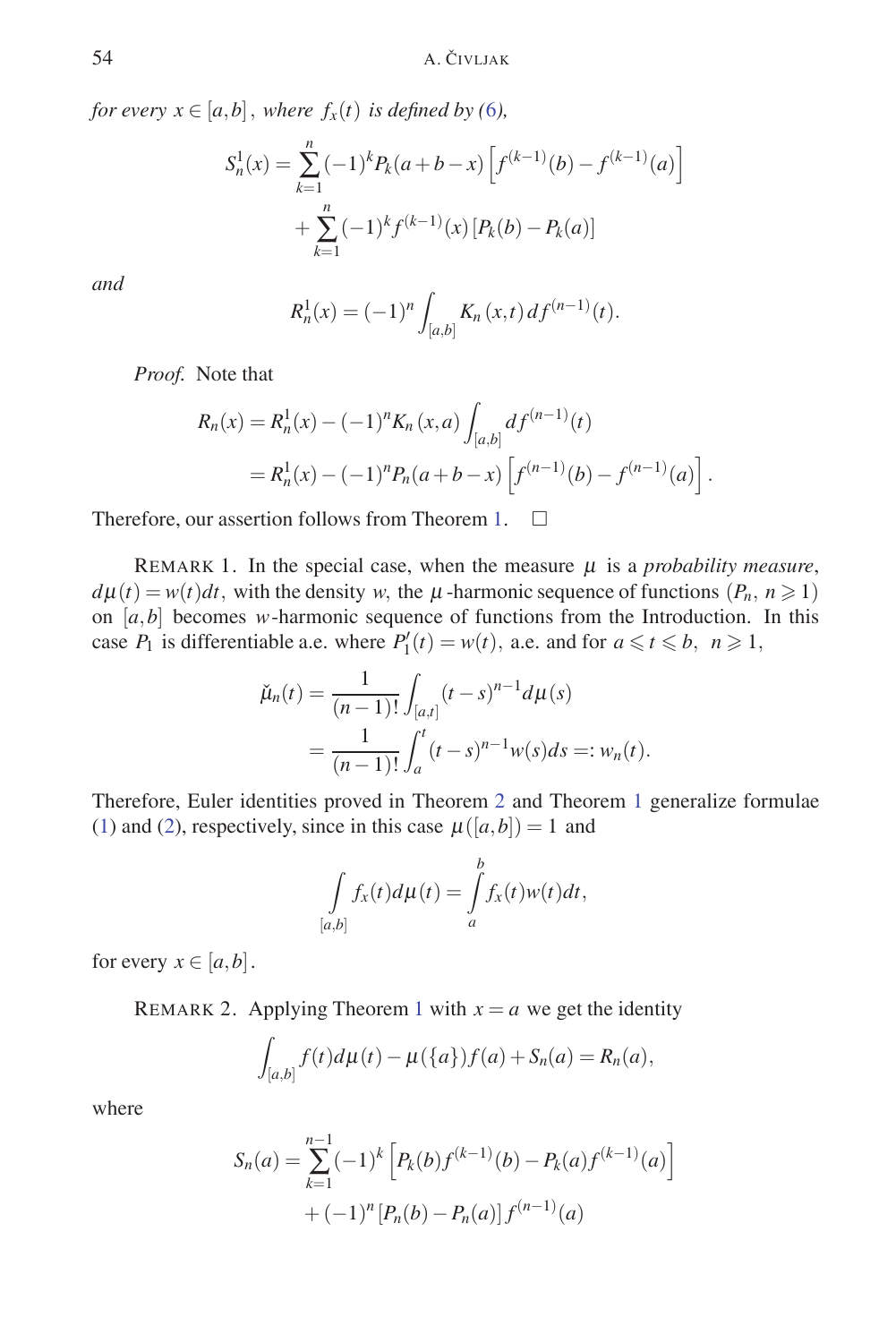*for every* $x \in [a,b]$, *where* $f_x(t)$ *is defined by (6),*

$$S_n^1(x) = \sum_{k=1}^{n} (-1)^k P_k(a+b-x)\left[f^{(k-1)}(b) - f^{(k-1)}(a)\right] + \sum_{k=1}^{n} (-1)^k f^{(k-1)}(x)\left[P_k(b) - P_k(a)\right]$$

*and*

$$R_n^1(x) = (-1)^n \int_{[a,b]} K_n(x,t)\, df^{(n-1)}(t).$$

*Proof.* Note that

$$\begin{aligned} R_n(x) &= R_n^1(x) - (-1)^n K_n(x,a) \int_{[a,b]} df^{(n-1)}(t) \\ &= R_n^1(x) - (-1)^n P_n(a+b-x)\left[f^{(n-1)}(b) - f^{(n-1)}(a)\right]. \end{aligned}$$

Therefore, our assertion follows from Theorem 1. □

REMARK 1. In the special case, when the measure $\mu$ is a *probability measure*, $d\mu(t) = w(t)dt$, with the density $w$, the $\mu$-harmonic sequence of functions $(P_n,\ n \geqslant 1)$ on $[a,b]$ becomes $w$-harmonic sequence of functions from the Introduction. In this case $P_1$ is differentiable a.e. where $P_1'(t) = w(t)$, a.e. and for $a \leqslant t \leqslant b,\ n \geqslant 1$,

$$\begin{aligned} \check{\mu}_n(t) &= \frac{1}{(n-1)!} \int_{[a,t]} (t-s)^{n-1} d\mu(s) \\ &= \frac{1}{(n-1)!} \int_a^t (t-s)^{n-1} w(s) ds =: w_n(t). \end{aligned}$$

Therefore, Euler identities proved in Theorem 2 and Theorem 1 generalize formulae (1) and (2), respectively, since in this case $\mu([a,b]) = 1$ and

$$\int_{[a,b]} f_x(t) d\mu(t) = \int_a^b f_x(t) w(t) dt,$$

for every $x \in [a,b]$.

REMARK 2. Applying Theorem 1 with $x = a$ we get the identity

$$\int_{[a,b]} f(t) d\mu(t) - \mu(\{a\}) f(a) + S_n(a) = R_n(a),$$

where

$$S_n(a) = \sum_{k=1}^{n-1} (-1)^k \left[P_k(b) f^{(k-1)}(b) - P_k(a) f^{(k-1)}(a)\right] + (-1)^n \left[P_n(b) - P_n(a)\right] f^{(n-1)}(a)$$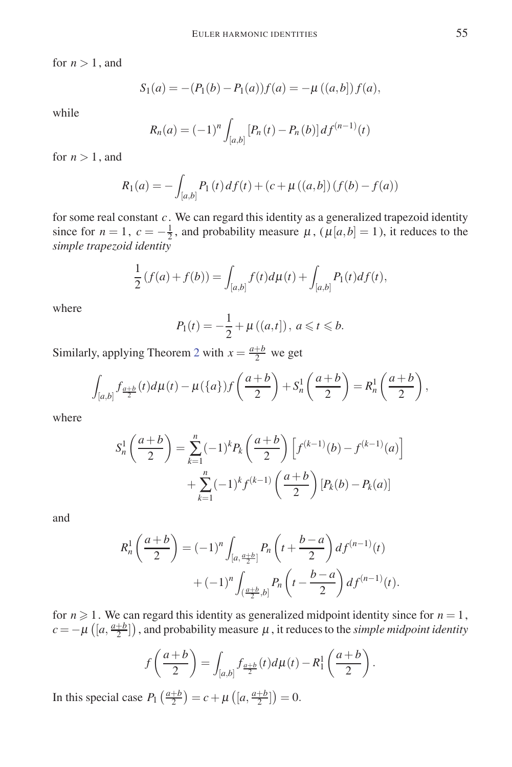for $n > 1$, and

$$S_1(a) = -(P_1(b) - P_1(a))f(a) = -\mu((a,b])f(a),$$

while

$$R_n(a) = (-1)^n \int_{[a,b]} [P_n(t) - P_n(b)]\, df^{(n-1)}(t)$$

for $n > 1$, and

$$R_1(a) = -\int_{[a,b]} P_1(t)\, df(t) + (c + \mu((a,b]))(f(b) - f(a))$$

for some real constant $c$. We can regard this identity as a generalized trapezoid identity since for $n = 1$, $c = -\frac{1}{2}$, and probability measure $\mu$, ($\mu[a,b] = 1$), it reduces to the *simple trapezoid identity*

$$\frac{1}{2}(f(a) + f(b)) = \int_{[a,b]} f(t)d\mu(t) + \int_{[a,b]} P_1(t)df(t),$$

where

$$P_1(t) = -\frac{1}{2} + \mu((a,t]),\ a \leqslant t \leqslant b.$$

Similarly, applying Theorem 2 with $x = \frac{a+b}{2}$ we get

$$\int_{[a,b]} f_{\frac{a+b}{2}}(t)d\mu(t) - \mu(\{a\})f\left(\frac{a+b}{2}\right) + S_n^1\left(\frac{a+b}{2}\right) = R_n^1\left(\frac{a+b}{2}\right),$$

where

$$S_n^1\left(\frac{a+b}{2}\right) = \sum_{k=1}^{n}(-1)^k P_k\left(\frac{a+b}{2}\right)\left[f^{(k-1)}(b) - f^{(k-1)}(a)\right] + \sum_{k=1}^{n}(-1)^k f^{(k-1)}\left(\frac{a+b}{2}\right)[P_k(b) - P_k(a)]$$

and

$$R_n^1\left(\frac{a+b}{2}\right) = (-1)^n \int_{[a,\frac{a+b}{2}]} P_n\left(t + \frac{b-a}{2}\right) df^{(n-1)}(t) + (-1)^n \int_{(\frac{a+b}{2},b]} P_n\left(t - \frac{b-a}{2}\right) df^{(n-1)}(t).$$

for $n \geqslant 1$. We can regard this identity as generalized midpoint identity since for $n = 1$, $c = -\mu\left([a, \frac{a+b}{2}]\right)$, and probability measure $\mu$, it reduces to the *simple midpoint identity*

$$f\left(\frac{a+b}{2}\right) = \int_{[a,b]} f_{\frac{a+b}{2}}(t)d\mu(t) - R_1^1\left(\frac{a+b}{2}\right).$$

In this special case $P_1\left(\frac{a+b}{2}\right) = c + \mu\left([a, \frac{a+b}{2}]\right) = 0$.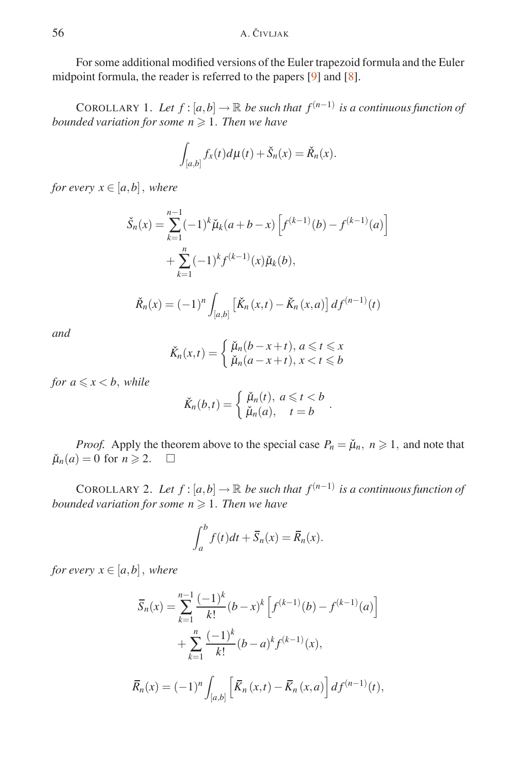For some additional modified versions of the Euler trapezoid formula and the Euler midpoint formula, the reader is referred to the papers [9] and [8].

COROLLARY 1. *Let $f:[a,b]\to\mathbb{R}$ be such that $f^{(n-1)}$ is a continuous function of bounded variation for some $n\geqslant 1$. Then we have*

$$\int_{[a,b]} f_x(t)d\mu(t)+\check{S}_n(x)=\check{R}_n(x).$$

*for every $x\in[a,b]$, where*

$$\begin{aligned}\check{S}_n(x)&=\sum_{k=1}^{n-1}(-1)^k\check{\mu}_k(a+b-x)\left[f^{(k-1)}(b)-f^{(k-1)}(a)\right]\\&\quad+\sum_{k=1}^{n}(-1)^k f^{(k-1)}(x)\check{\mu}_k(b),\end{aligned}$$

$$\check{R}_n(x)=(-1)^n\int_{[a,b]}\left[\check{K}_n(x,t)-\check{K}_n(x,a)\right]df^{(n-1)}(t)$$

*and*

$$\check{K}_n(x,t)=\begin{cases}\check{\mu}_n(b-x+t),\ a\leqslant t\leqslant x\\ \check{\mu}_n(a-x+t),\ x<t\leqslant b\end{cases}$$

*for $a\leqslant x<b$, while*

$$\check{K}_n(b,t)=\begin{cases}\check{\mu}_n(t),\ a\leqslant t<b\\ \check{\mu}_n(a),\quad t=b\end{cases}.$$

*Proof.* Apply the theorem above to the special case $P_n=\check{\mu}_n,\ n\geqslant 1$, and note that $\check{\mu}_n(a)=0$ for $n\geqslant 2$. □

COROLLARY 2. *Let $f:[a,b]\to\mathbb{R}$ be such that $f^{(n-1)}$ is a continuous function of bounded variation for some $n\geqslant 1$. Then we have*

$$\int_a^b f(t)dt+\overline{S}_n(x)=\overline{R}_n(x).$$

*for every $x\in[a,b]$, where*

$$\begin{aligned}\overline{S}_n(x)&=\sum_{k=1}^{n-1}\frac{(-1)^k}{k!}(b-x)^k\left[f^{(k-1)}(b)-f^{(k-1)}(a)\right]\\&\quad+\sum_{k=1}^{n}\frac{(-1)^k}{k!}(b-a)^k f^{(k-1)}(x),\end{aligned}$$

$$\overline{R}_n(x)=(-1)^n\int_{[a,b]}\left[\overline{K}_n(x,t)-\overline{K}_n(x,a)\right]df^{(n-1)}(t),$$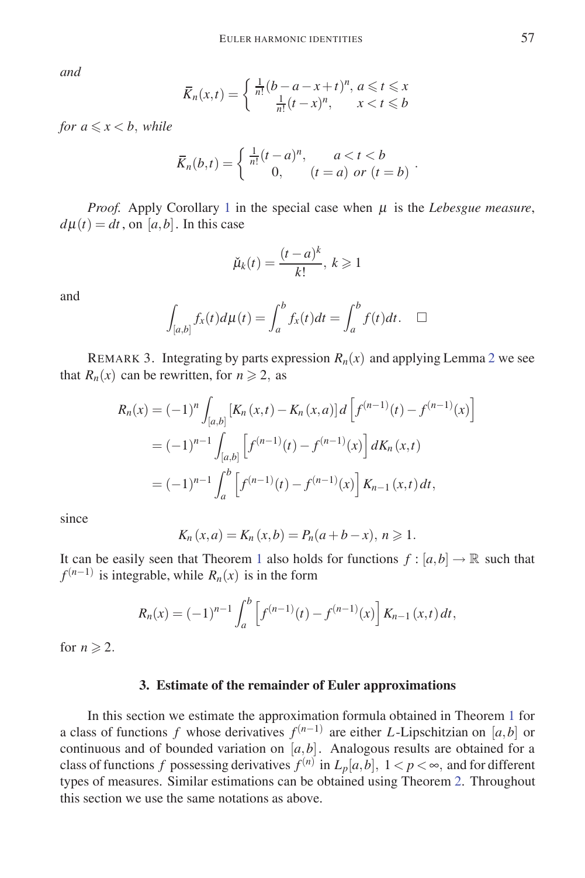*and*

$$\bar{K}_n(x,t) = \begin{cases} \frac{1}{n!}(b-a-x+t)^n, & a \leqslant t \leqslant x \\ \frac{1}{n!}(t-x)^n, & x < t \leqslant b \end{cases}$$

*for* $a \leqslant x < b$, *while*

$$\bar{K}_n(b,t) = \begin{cases} \frac{1}{n!}(t-a)^n, & a < t < b \\ 0, & (t=a) \text{ or } (t=b) \end{cases}.$$

*Proof.* Apply Corollary 1 in the special case when $\mu$ is the *Lebesgue measure*, $d\mu(t) = dt$, on $[a,b]$. In this case

$$\check{\mu}_k(t) = \frac{(t-a)^k}{k!},\ k \geqslant 1$$

and

$$\int_{[a,b]} f_x(t)d\mu(t) = \int_a^b f_x(t)dt = \int_a^b f(t)dt. \quad \square$$

REMARK 3. Integrating by parts expression $R_n(x)$ and applying Lemma 2 we see that $R_n(x)$ can be rewritten, for $n \geqslant 2$, as

$$\begin{aligned} R_n(x) &= (-1)^n \int_{[a,b]} \left[K_n(x,t) - K_n(x,a)\right] d\left[f^{(n-1)}(t) - f^{(n-1)}(x)\right] \\ &= (-1)^{n-1} \int_{[a,b]} \left[f^{(n-1)}(t) - f^{(n-1)}(x)\right] dK_n(x,t) \\ &= (-1)^{n-1} \int_a^b \left[f^{(n-1)}(t) - f^{(n-1)}(x)\right] K_{n-1}(x,t)\,dt, \end{aligned}$$

since

$$K_n(x,a) = K_n(x,b) = P_n(a+b-x),\ n \geqslant 1.$$

It can be easily seen that Theorem 1 also holds for functions $f : [a,b] \to \mathbb{R}$ such that $f^{(n-1)}$ is integrable, while $R_n(x)$ is in the form

$$R_n(x) = (-1)^{n-1} \int_a^b \left[f^{(n-1)}(t) - f^{(n-1)}(x)\right] K_{n-1}(x,t)\,dt,$$

for $n \geqslant 2$.

## 3. Estimate of the remainder of Euler approximations

In this section we estimate the approximation formula obtained in Theorem 1 for a class of functions $f$ whose derivatives $f^{(n-1)}$ are either $L$-Lipschitzian on $[a,b]$ or continuous and of bounded variation on $[a,b]$. Analogous results are obtained for a class of functions $f$ possessing derivatives $f^{(n)}$ in $L_p[a,b]$, $1 < p < \infty$, and for different types of measures. Similar estimations can be obtained using Theorem 2. Throughout this section we use the same notations as above.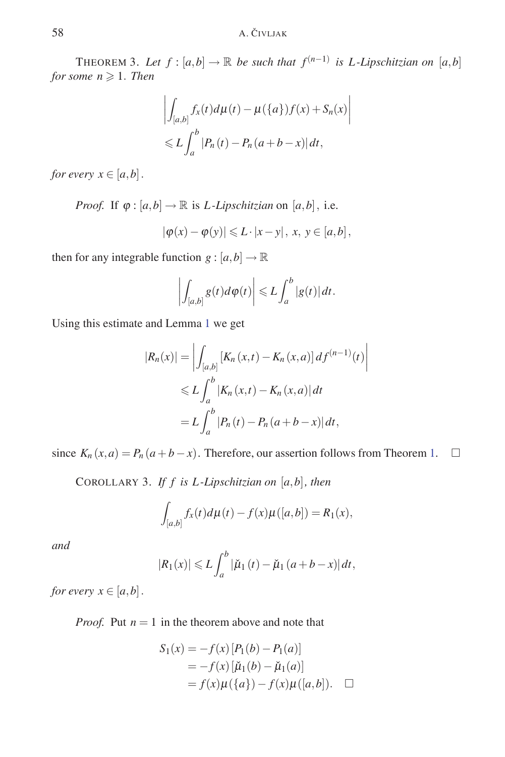THEOREM 3. *Let $f : [a,b] \to \mathbb{R}$ be such that $f^{(n-1)}$ is $L$-Lipschitzian on $[a,b]$ for some $n \geqslant 1$. Then*

$$\left| \int_{[a,b]} f_x(t) d\mu(t) - \mu(\{a\}) f(x) + S_n(x) \right| \leqslant L \int_a^b |P_n(t) - P_n(a+b-x)| \, dt,$$

*for every $x \in [a,b]$.*

*Proof.* If $\varphi : [a,b] \to \mathbb{R}$ is $L$-*Lipschitzian* on $[a,b]$, i.e.

$$|\varphi(x) - \varphi(y)| \leqslant L \cdot |x-y|, \; x, \; y \in [a,b],$$

then for any integrable function $g : [a,b] \to \mathbb{R}$

$$\left| \int_{[a,b]} g(t) d\varphi(t) \right| \leqslant L \int_a^b |g(t)| \, dt.$$

Using this estimate and Lemma 1 we get

$$\begin{aligned} |R_n(x)| &= \left| \int_{[a,b]} [K_n(x,t) - K_n(x,a)] \, d f^{(n-1)}(t) \right| \\ &\leqslant L \int_a^b |K_n(x,t) - K_n(x,a)| \, dt \\ &= L \int_a^b |P_n(t) - P_n(a+b-x)| \, dt, \end{aligned}$$

since $K_n(x,a) = P_n(a+b-x)$. Therefore, our assertion follows from Theorem 1. $\square$

COROLLARY 3. *If $f$ is $L$-Lipschitzian on $[a,b]$, then*

$$\int_{[a,b]} f_x(t) d\mu(t) - f(x)\mu([a,b]) = R_1(x),$$

*and*

$$|R_1(x)| \leqslant L \int_a^b |\check{\mu}_1(t) - \check{\mu}_1(a+b-x)| \, dt,$$

*for every $x \in [a,b]$.*

*Proof.* Put $n = 1$ in the theorem above and note that

$$\begin{aligned} S_1(x) &= -f(x) [P_1(b) - P_1(a)] \\ &= -f(x) [\check{\mu}_1(b) - \check{\mu}_1(a)] \\ &= f(x)\mu(\{a\}) - f(x)\mu([a,b]). \quad \square \end{aligned}$$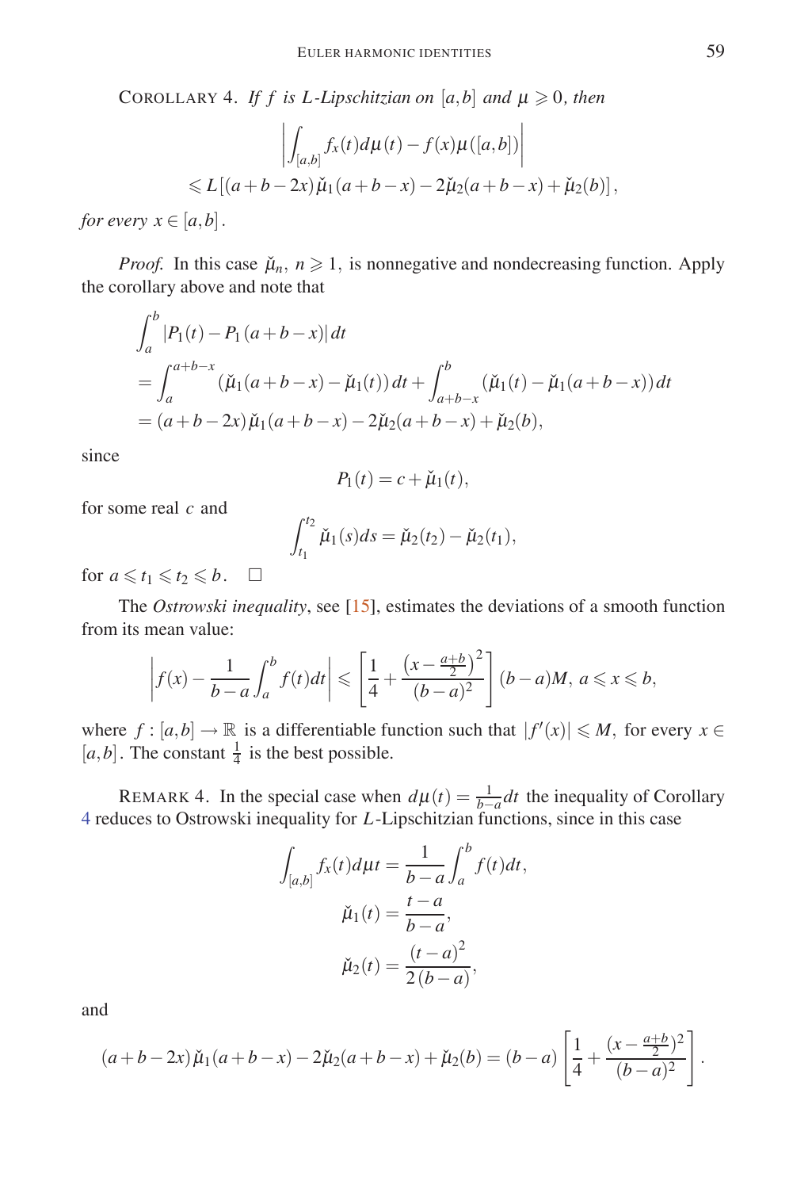COROLLARY 4. *If $f$ is $L$-Lipschitzian on $[a,b]$ and $\mu \geqslant 0$, then*

$$\left| \int_{[a,b]} f_x(t) d\mu(t) - f(x)\mu([a,b]) \right|$$
$$\leqslant L\left[ (a+b-2x)\check{\mu}_1(a+b-x) - 2\check{\mu}_2(a+b-x) + \check{\mu}_2(b) \right],$$

*for every $x \in [a,b]$.*

*Proof.* In this case $\check{\mu}_n$, $n \geqslant 1$, is nonnegative and nondecreasing function. Apply the corollary above and note that

$$\begin{aligned}
&\int_a^b |P_1(t) - P_1(a+b-x)|\, dt \\
&= \int_a^{a+b-x} (\check{\mu}_1(a+b-x) - \check{\mu}_1(t))\, dt + \int_{a+b-x}^b (\check{\mu}_1(t) - \check{\mu}_1(a+b-x))\, dt \\
&= (a+b-2x)\check{\mu}_1(a+b-x) - 2\check{\mu}_2(a+b-x) + \check{\mu}_2(b),
\end{aligned}$$

since

$$P_1(t) = c + \check{\mu}_1(t),$$

for some real $c$ and

$$\int_{t_1}^{t_2} \check{\mu}_1(s) ds = \check{\mu}_2(t_2) - \check{\mu}_2(t_1),$$

for $a \leqslant t_1 \leqslant t_2 \leqslant b$. $\square$

The *Ostrowski inequality*, see [15], estimates the deviations of a smooth function from its mean value:

$$\left| f(x) - \frac{1}{b-a}\int_a^b f(t) dt \right| \leqslant \left[ \frac{1}{4} + \frac{\left(x - \frac{a+b}{2}\right)^2}{(b-a)^2} \right] (b-a)M,\ a \leqslant x \leqslant b,$$

where $f : [a,b] \to \mathbb{R}$ is a differentiable function such that $|f'(x)| \leqslant M$, for every $x \in [a,b]$. The constant $\frac{1}{4}$ is the best possible.

REMARK 4. In the special case when $d\mu(t) = \frac{1}{b-a}dt$ the inequality of Corollary 4 reduces to Ostrowski inequality for $L$-Lipschitzian functions, since in this case

$$\int_{[a,b]} f_x(t) d\mu t = \frac{1}{b-a}\int_a^b f(t) dt,$$
$$\check{\mu}_1(t) = \frac{t-a}{b-a},$$
$$\check{\mu}_2(t) = \frac{(t-a)^2}{2(b-a)},$$

and

$$(a+b-2x)\check{\mu}_1(a+b-x) - 2\check{\mu}_2(a+b-x) + \check{\mu}_2(b) = (b-a)\left[ \frac{1}{4} + \frac{(x - \frac{a+b}{2})^2}{(b-a)^2} \right].$$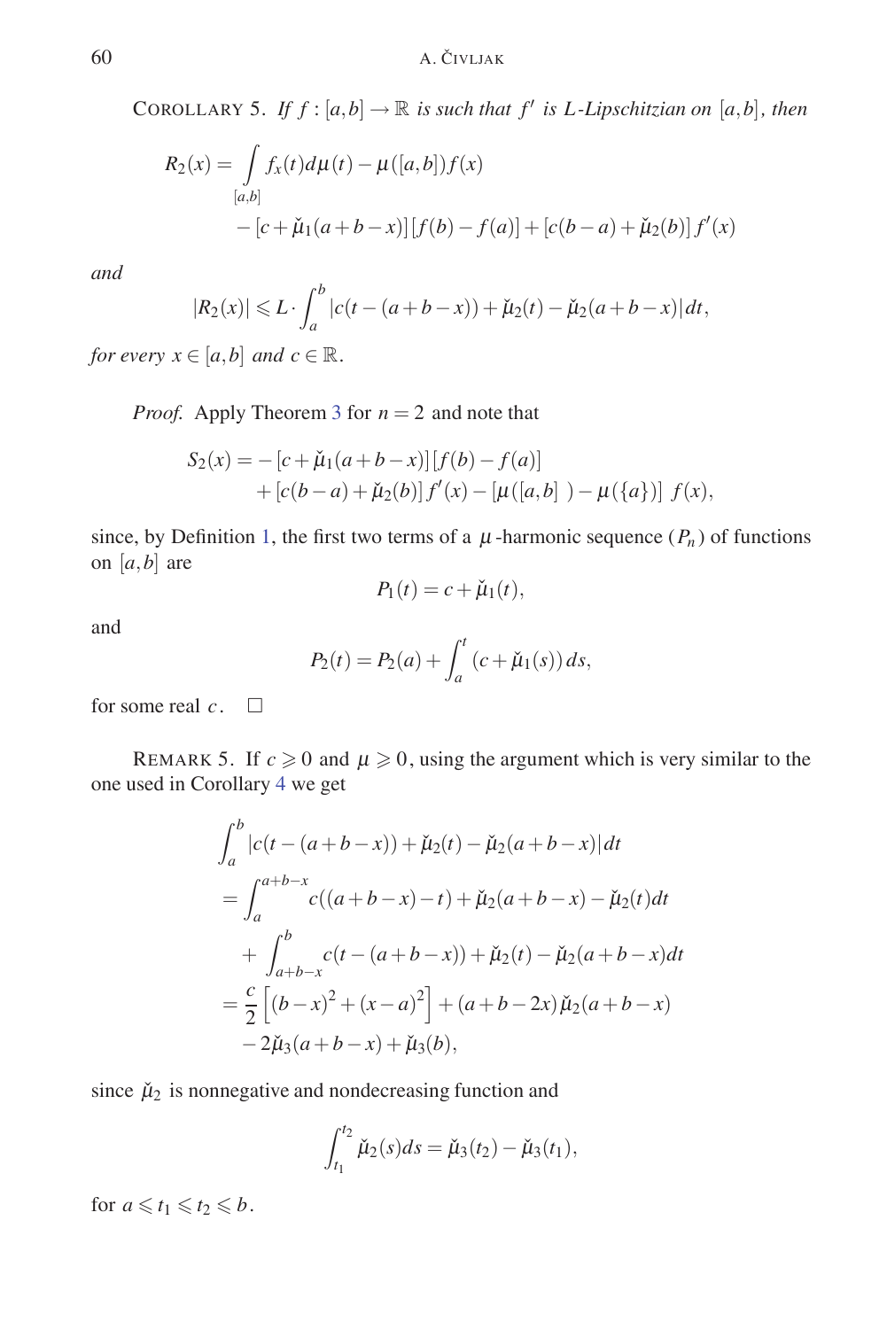COROLLARY 5. *If $f:[a,b]\to\mathbb{R}$ is such that $f'$ is $L$-Lipschitzian on $[a,b]$, then*

$$
\begin{aligned}
R_2(x) &= \int\limits_{[a,b]} f_x(t)\,d\mu(t) - \mu([a,b])f(x) \\
&\quad - [c+\check{\mu}_1(a+b-x)][f(b)-f(a)] + [c(b-a)+\check{\mu}_2(b)]\,f'(x)
\end{aligned}
$$

*and*

$$
|R_2(x)| \leqslant L\cdot \int_a^b |c(t-(a+b-x))+\check{\mu}_2(t)-\check{\mu}_2(a+b-x)|\,dt,
$$

*for every $x\in[a,b]$ and $c\in\mathbb{R}$.*

*Proof.* Apply Theorem 3 for $n=2$ and note that

$$
\begin{aligned}
S_2(x) &= -[c+\check{\mu}_1(a+b-x)][f(b)-f(a)] \\
&\quad + [c(b-a)+\check{\mu}_2(b)]\,f'(x) - [\mu([a,b]\;)-\mu(\{a\})]\;f(x),
\end{aligned}
$$

since, by Definition 1, the first two terms of a $\mu$-harmonic sequence $(P_n)$ of functions on $[a,b]$ are

$$
P_1(t) = c+\check{\mu}_1(t),
$$

and

$$
P_2(t) = P_2(a) + \int_a^t (c+\check{\mu}_1(s))\,ds,
$$

for some real $c$. $\square$

REMARK 5. If $c\geqslant 0$ and $\mu\geqslant 0$, using the argument which is very similar to the one used in Corollary 4 we get

$$
\begin{aligned}
&\int_a^b |c(t-(a+b-x))+\check{\mu}_2(t)-\check{\mu}_2(a+b-x)|\,dt \\
&= \int_a^{a+b-x} c((a+b-x)-t)+\check{\mu}_2(a+b-x)-\check{\mu}_2(t)dt \\
&\quad + \int_{a+b-x}^b c(t-(a+b-x))+\check{\mu}_2(t)-\check{\mu}_2(a+b-x)dt \\
&= \frac{c}{2}\left[(b-x)^2+(x-a)^2\right] + (a+b-2x)\check{\mu}_2(a+b-x) \\
&\quad - 2\check{\mu}_3(a+b-x)+\check{\mu}_3(b),
\end{aligned}
$$

since $\check{\mu}_2$ is nonnegative and nondecreasing function and

$$
\int_{t_1}^{t_2} \check{\mu}_2(s)ds = \check{\mu}_3(t_2)-\check{\mu}_3(t_1),
$$

for $a\leqslant t_1\leqslant t_2\leqslant b$.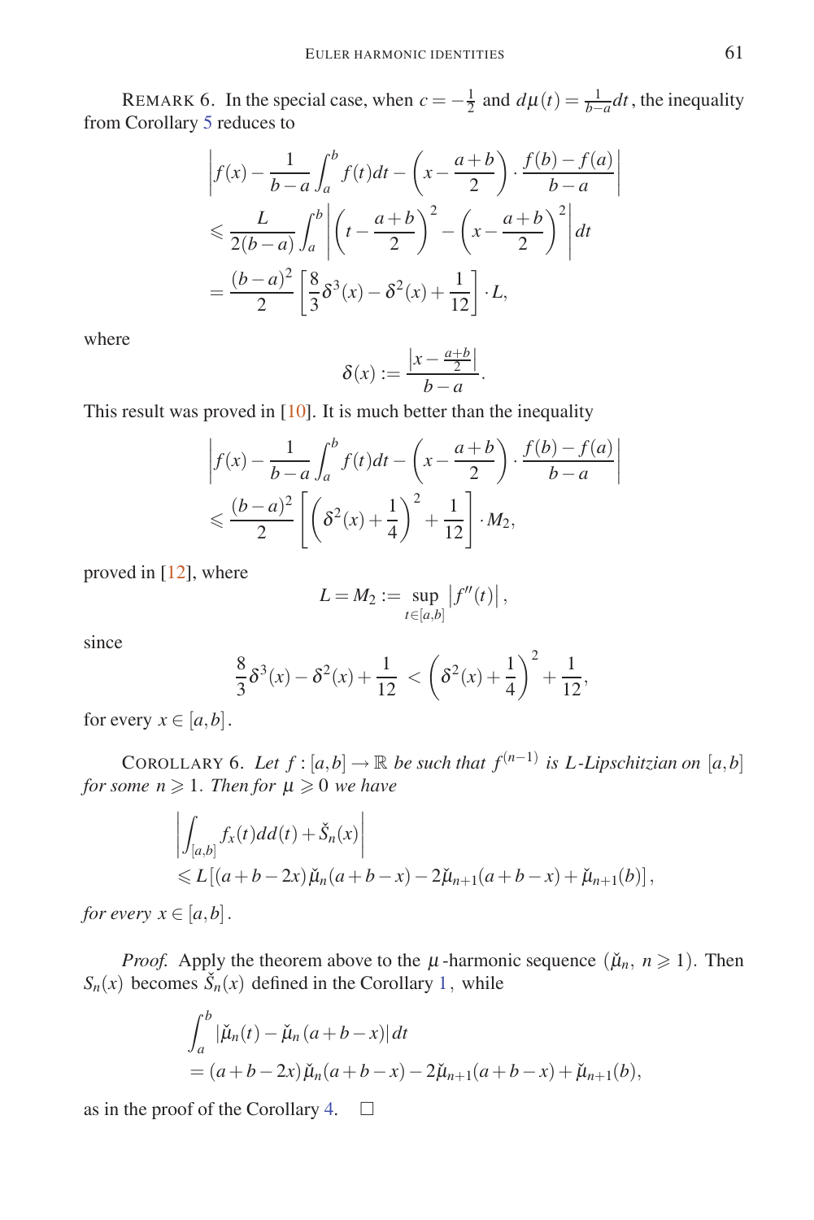REMARK 6. In the special case, when $c = -\frac{1}{2}$ and $d\mu(t) = \frac{1}{b-a}dt$, the inequality from Corollary 5 reduces to

$$
\begin{aligned}
&\left| f(x) - \frac{1}{b-a}\int_a^b f(t)dt - \left(x - \frac{a+b}{2}\right)\cdot \frac{f(b)-f(a)}{b-a} \right| \\
&\leqslant \frac{L}{2(b-a)}\int_a^b \left| \left(t - \frac{a+b}{2}\right)^2 - \left(x - \frac{a+b}{2}\right)^2 \right| dt \\
&= \frac{(b-a)^2}{2}\left[\frac{8}{3}\delta^3(x) - \delta^2(x) + \frac{1}{12}\right]\cdot L,
\end{aligned}
$$

where

$$
\delta(x) := \frac{\left|x - \frac{a+b}{2}\right|}{b-a}.
$$

This result was proved in [10]. It is much better than the inequality

$$
\begin{aligned}
&\left| f(x) - \frac{1}{b-a}\int_a^b f(t)dt - \left(x - \frac{a+b}{2}\right)\cdot \frac{f(b)-f(a)}{b-a} \right| \\
&\leqslant \frac{(b-a)^2}{2}\left[\left(\delta^2(x) + \frac{1}{4}\right)^2 + \frac{1}{12}\right]\cdot M_2,
\end{aligned}
$$

proved in [12], where

$$
L = M_2 := \sup_{t\in[a,b]} \left|f''(t)\right|,
$$

since

$$
\frac{8}{3}\delta^3(x) - \delta^2(x) + \frac{1}{12} < \left(\delta^2(x) + \frac{1}{4}\right)^2 + \frac{1}{12},
$$

for every $x \in [a,b]$.

COROLLARY 6. *Let $f : [a,b] \to \mathbb{R}$ be such that $f^{(n-1)}$ is $L$-Lipschitzian on $[a,b]$ for some $n \geqslant 1$. Then for $\mu \geqslant 0$ we have*

$$
\begin{aligned}
&\left| \int_{[a,b]} f_x(t)dd(t) + \check{S}_n(x) \right| \\
&\leqslant L\left[(a+b-2x)\check{\mu}_n(a+b-x) - 2\check{\mu}_{n+1}(a+b-x) + \check{\mu}_{n+1}(b)\right],
\end{aligned}
$$

*for every $x \in [a,b]$.*

*Proof.* Apply the theorem above to the $\mu$-harmonic sequence $(\check{\mu}_n,\ n \geqslant 1)$. Then $S_n(x)$ becomes $\check{S}_n(x)$ defined in the Corollary 1, while

$$
\begin{aligned}
&\int_a^b |\check{\mu}_n(t) - \check{\mu}_n(a+b-x)|\,dt \\
&= (a+b-2x)\check{\mu}_n(a+b-x) - 2\check{\mu}_{n+1}(a+b-x) + \check{\mu}_{n+1}(b),
\end{aligned}
$$

as in the proof of the Corollary 4. $\square$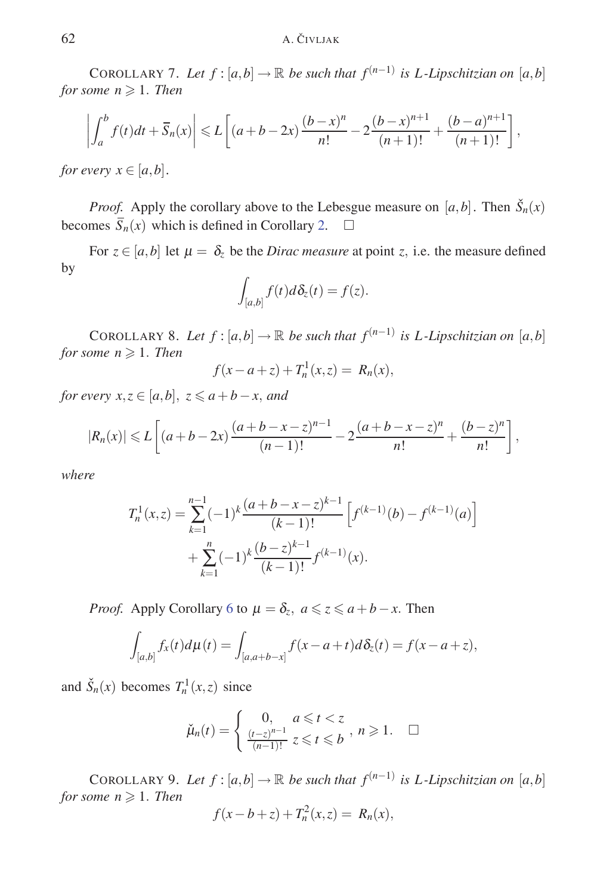COROLLARY 7. *Let $f:[a,b]\to\mathbb{R}$ be such that $f^{(n-1)}$ is $L$-Lipschitzian on $[a,b]$ for some $n\geqslant 1$. Then*

$$\left|\int_a^b f(t)dt+\overline{S}_n(x)\right|\leqslant L\left[(a+b-2x)\frac{(b-x)^n}{n!}-2\frac{(b-x)^{n+1}}{(n+1)!}+\frac{(b-a)^{n+1}}{(n+1)!}\right],$$

*for every $x\in[a,b]$.*

*Proof.* Apply the corollary above to the Lebesgue measure on $[a,b]$. Then $\check{S}_n(x)$ becomes $\overline{S}_n(x)$ which is defined in Corollary 2. □

For $z\in[a,b]$ let $\mu=\delta_z$ be the *Dirac measure* at point $z$, i.e. the measure defined by

$$\int_{[a,b]} f(t)d\delta_z(t)=f(z).$$

COROLLARY 8. *Let $f:[a,b]\to\mathbb{R}$ be such that $f^{(n-1)}$ is $L$-Lipschitzian on $[a,b]$ for some $n\geqslant 1$. Then*

$$f(x-a+z)+T_n^1(x,z)=R_n(x),$$

*for every $x,z\in[a,b]$, $z\leqslant a+b-x$, and*

$$|R_n(x)|\leqslant L\left[(a+b-2x)\frac{(a+b-x-z)^{n-1}}{(n-1)!}-2\frac{(a+b-x-z)^n}{n!}+\frac{(b-z)^n}{n!}\right],$$

*where*

$$\begin{aligned}T_n^1(x,z)&=\sum_{k=1}^{n-1}(-1)^k\frac{(a+b-x-z)^{k-1}}{(k-1)!}\left[f^{(k-1)}(b)-f^{(k-1)}(a)\right]\\&\quad+\sum_{k=1}^{n}(-1)^k\frac{(b-z)^{k-1}}{(k-1)!}f^{(k-1)}(x).\end{aligned}$$

*Proof.* Apply Corollary 6 to $\mu=\delta_z$, $a\leqslant z\leqslant a+b-x$. Then

$$\int_{[a,b]} f_x(t)d\mu(t)=\int_{[a,a+b-x]} f(x-a+t)d\delta_z(t)=f(x-a+z),$$

and $\check{S}_n(x)$ becomes $T_n^1(x,z)$ since

$$\check{\mu}_n(t)=\begin{cases}0, & a\leqslant t<z\\ \frac{(t-z)^{n-1}}{(n-1)!} & z\leqslant t\leqslant b\end{cases},\ n\geqslant 1.\quad\square$$

COROLLARY 9. *Let $f:[a,b]\to\mathbb{R}$ be such that $f^{(n-1)}$ is $L$-Lipschitzian on $[a,b]$ for some $n\geqslant 1$. Then*

$$f(x-b+z)+T_n^2(x,z)=R_n(x),$$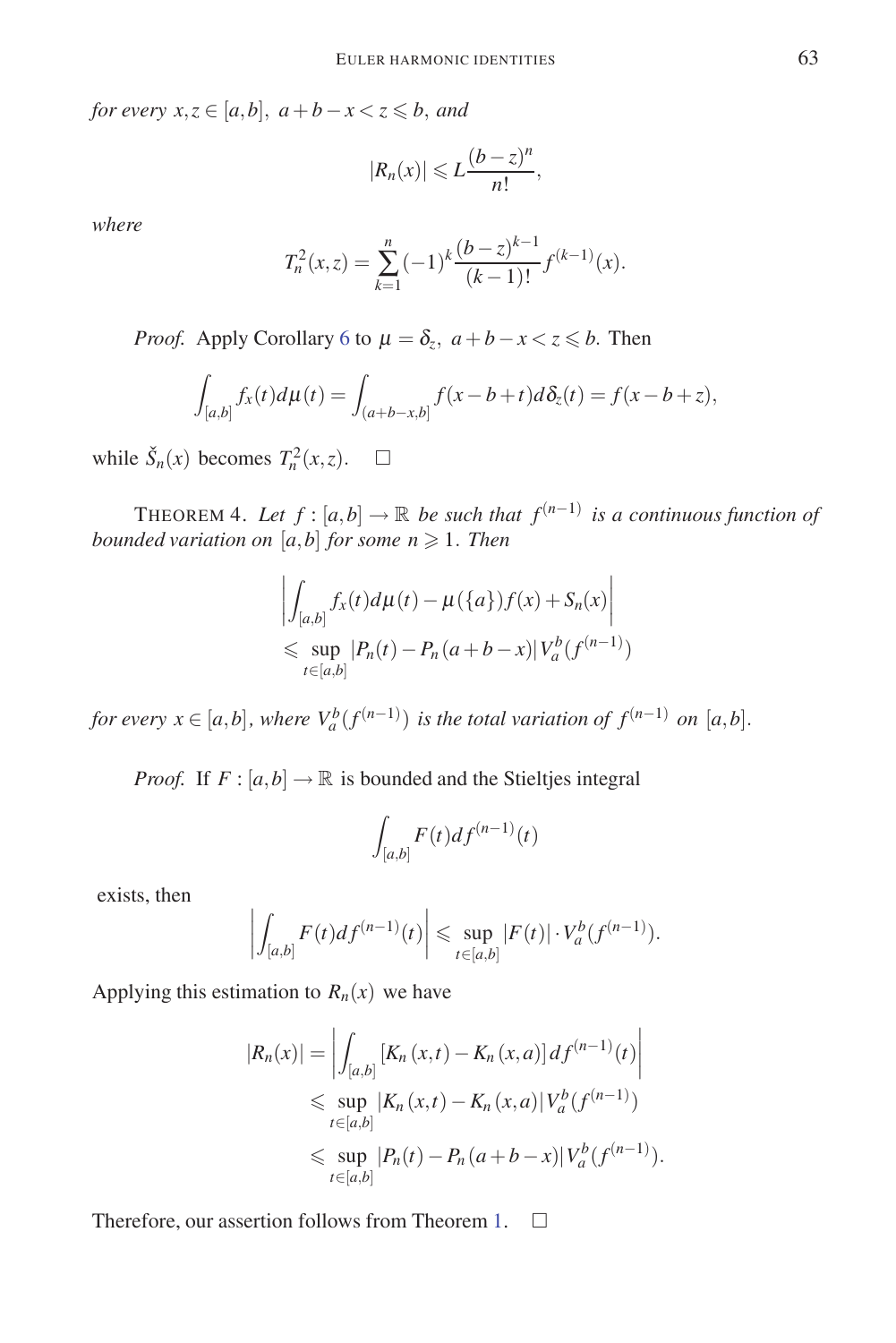*for every* $x,z \in [a,b],\ a+b-x < z \leqslant b$, *and*

$$|R_n(x)| \leqslant L\frac{(b-z)^n}{n!},$$

*where*

$$T_n^2(x,z) = \sum_{k=1}^{n}(-1)^k \frac{(b-z)^{k-1}}{(k-1)!} f^{(k-1)}(x).$$

*Proof.* Apply Corollary 6 to $\mu = \delta_z,\ a+b-x < z \leqslant b$. Then

$$\int_{[a,b]} f_x(t)d\mu(t) = \int_{(a+b-x,b]} f(x-b+t)d\delta_z(t) = f(x-b+z),$$

while $\check{S}_n(x)$ becomes $T_n^2(x,z)$. $\square$

THEOREM 4. *Let* $f:[a,b]\to\mathbb{R}$ *be such that* $f^{(n-1)}$ *is a continuous function of bounded variation on* $[a,b]$ *for some* $n \geqslant 1$. *Then*

$$\begin{aligned}
&\left|\int_{[a,b]} f_x(t)d\mu(t) - \mu(\{a\})f(x) + S_n(x)\right| \\
&\leqslant \sup_{t\in[a,b]} |P_n(t) - P_n(a+b-x)| V_a^b(f^{(n-1)})
\end{aligned}$$

*for every* $x \in [a,b]$, *where* $V_a^b(f^{(n-1)})$ *is the total variation of* $f^{(n-1)}$ *on* $[a,b]$.

*Proof.* If $F:[a,b]\to\mathbb{R}$ is bounded and the Stieltjes integral

$$\int_{[a,b]} F(t)df^{(n-1)}(t)$$

exists, then

$$\left|\int_{[a,b]} F(t)df^{(n-1)}(t)\right| \leqslant \sup_{t\in[a,b]} |F(t)| \cdot V_a^b(f^{(n-1)}).$$

Applying this estimation to $R_n(x)$ we have

$$\begin{aligned}
|R_n(x)| &= \left|\int_{[a,b]} [K_n(x,t) - K_n(x,a)]\, df^{(n-1)}(t)\right| \\
&\leqslant \sup_{t\in[a,b]} |K_n(x,t) - K_n(x,a)| V_a^b(f^{(n-1)}) \\
&\leqslant \sup_{t\in[a,b]} |P_n(t) - P_n(a+b-x)| V_a^b(f^{(n-1)}).
\end{aligned}$$

Therefore, our assertion follows from Theorem 1. $\square$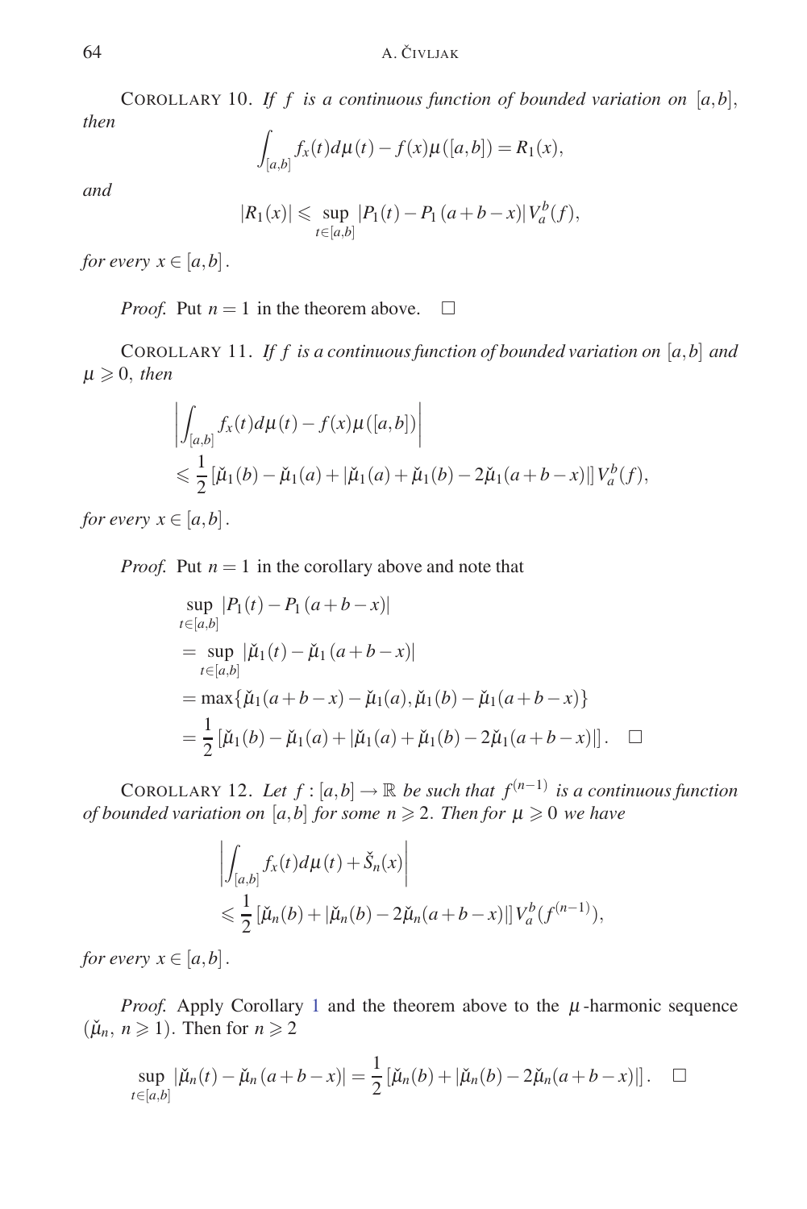COROLLARY 10. *If $f$ is a continuous function of bounded variation on $[a,b]$, then*

$$\int_{[a,b]} f_x(t)d\mu(t) - f(x)\mu([a,b]) = R_1(x),$$

*and*

$$|R_1(x)| \leqslant \sup_{t\in[a,b]} |P_1(t) - P_1(a+b-x)|\, V_a^b(f),$$

*for every $x \in [a,b]$.*

*Proof.* Put $n = 1$ in the theorem above. $\square$

COROLLARY 11. *If $f$ is a continuous function of bounded variation on $[a,b]$ and $\mu \geqslant 0$, then*

$$\begin{aligned}
&\left| \int_{[a,b]} f_x(t)d\mu(t) - f(x)\mu([a,b]) \right| \\
&\leqslant \frac{1}{2}\left[\check{\mu}_1(b) - \check{\mu}_1(a) + |\check{\mu}_1(a) + \check{\mu}_1(b) - 2\check{\mu}_1(a+b-x)|\right] V_a^b(f),
\end{aligned}$$

*for every $x \in [a,b]$.*

*Proof.* Put $n = 1$ in the corollary above and note that

$$\begin{aligned}
&\sup_{t\in[a,b]} |P_1(t) - P_1(a+b-x)| \\
&= \sup_{t\in[a,b]} |\check{\mu}_1(t) - \check{\mu}_1(a+b-x)| \\
&= \max\{\check{\mu}_1(a+b-x) - \check{\mu}_1(a), \check{\mu}_1(b) - \check{\mu}_1(a+b-x)\} \\
&= \frac{1}{2}\left[\check{\mu}_1(b) - \check{\mu}_1(a) + |\check{\mu}_1(a) + \check{\mu}_1(b) - 2\check{\mu}_1(a+b-x)|\right]. \quad \square
\end{aligned}$$

COROLLARY 12. *Let $f : [a,b] \to \mathbb{R}$ be such that $f^{(n-1)}$ is a continuous function of bounded variation on $[a,b]$ for some $n \geqslant 2$. Then for $\mu \geqslant 0$ we have*

$$\begin{aligned}
&\left| \int_{[a,b]} f_x(t)d\mu(t) + \check{S}_n(x) \right| \\
&\leqslant \frac{1}{2}\left[\check{\mu}_n(b) + |\check{\mu}_n(b) - 2\check{\mu}_n(a+b-x)|\right] V_a^b(f^{(n-1)}),
\end{aligned}$$

*for every $x \in [a,b]$.*

*Proof.* Apply Corollary 1 and the theorem above to the $\mu$-harmonic sequence $(\check{\mu}_n,\ n \geqslant 1)$. Then for $n \geqslant 2$

$$\sup_{t\in[a,b]} |\check{\mu}_n(t) - \check{\mu}_n(a+b-x)| = \frac{1}{2}\left[\check{\mu}_n(b) + |\check{\mu}_n(b) - 2\check{\mu}_n(a+b-x)|\right]. \quad \square$$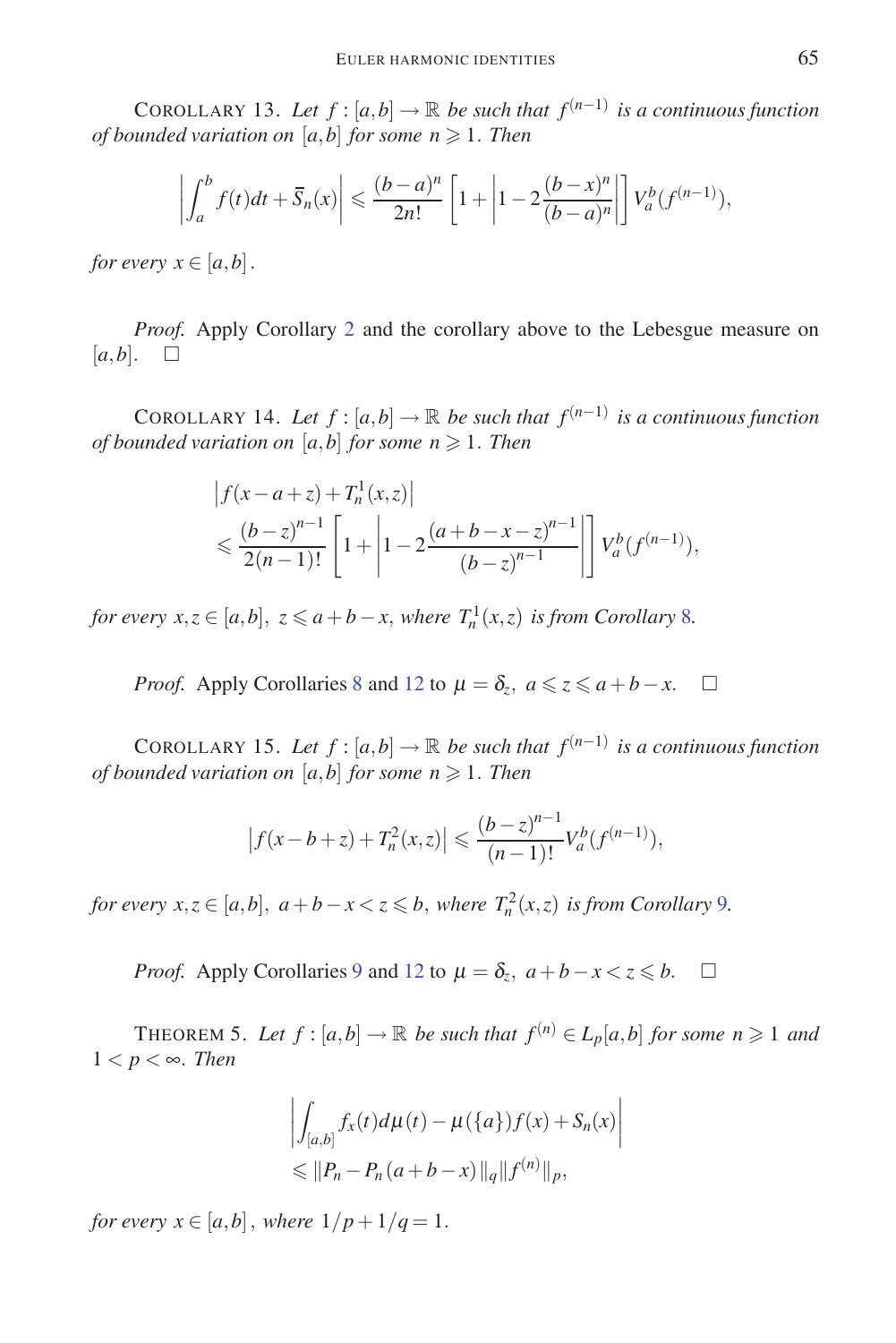COROLLARY 13. *Let $f:[a,b]\to\mathbb{R}$ be such that $f^{(n-1)}$ is a continuous function of bounded variation on $[a,b]$ for some $n\geqslant 1$. Then*

$$\left|\int_a^b f(t)dt+\overline{S}_n(x)\right|\leqslant \frac{(b-a)^n}{2n!}\left[1+\left|1-2\frac{(b-x)^n}{(b-a)^n}\right|\right]V_a^b(f^{(n-1)}),$$

*for every $x\in[a,b]$.*

*Proof.* Apply Corollary 2 and the corollary above to the Lebesgue measure on $[a,b]$. $\square$

COROLLARY 14. *Let $f:[a,b]\to\mathbb{R}$ be such that $f^{(n-1)}$ is a continuous function of bounded variation on $[a,b]$ for some $n\geqslant 1$. Then*

$$\begin{aligned}&\left|f(x-a+z)+T_n^1(x,z)\right|\\&\leqslant \frac{(b-z)^{n-1}}{2(n-1)!}\left[1+\left|1-2\frac{(a+b-x-z)^{n-1}}{(b-z)^{n-1}}\right|\right]V_a^b(f^{(n-1)}),\end{aligned}$$

*for every $x,z\in[a,b],\ z\leqslant a+b-x$, where $T_n^1(x,z)$ is from Corollary 8.*

*Proof.* Apply Corollaries 8 and 12 to $\mu=\delta_z,\ a\leqslant z\leqslant a+b-x$. $\square$

COROLLARY 15. *Let $f:[a,b]\to\mathbb{R}$ be such that $f^{(n-1)}$ is a continuous function of bounded variation on $[a,b]$ for some $n\geqslant 1$. Then*

$$\left|f(x-b+z)+T_n^2(x,z)\right|\leqslant \frac{(b-z)^{n-1}}{(n-1)!}V_a^b(f^{(n-1)}),$$

*for every $x,z\in[a,b],\ a+b-x<z\leqslant b$, where $T_n^2(x,z)$ is from Corollary 9.*

*Proof.* Apply Corollaries 9 and 12 to $\mu=\delta_z,\ a+b-x<z\leqslant b$. $\square$

THEOREM 5. *Let $f:[a,b]\to\mathbb{R}$ be such that $f^{(n)}\in L_p[a,b]$ for some $n\geqslant 1$ and $1<p<\infty$. Then*

$$\begin{aligned}&\left|\int_{[a,b]}f_x(t)d\mu(t)-\mu(\{a\})f(x)+S_n(x)\right|\\&\leqslant \|P_n-P_n(a+b-x)\|_q\|f^{(n)}\|_p,\end{aligned}$$

*for every $x\in[a,b]$, where $1/p+1/q=1$.*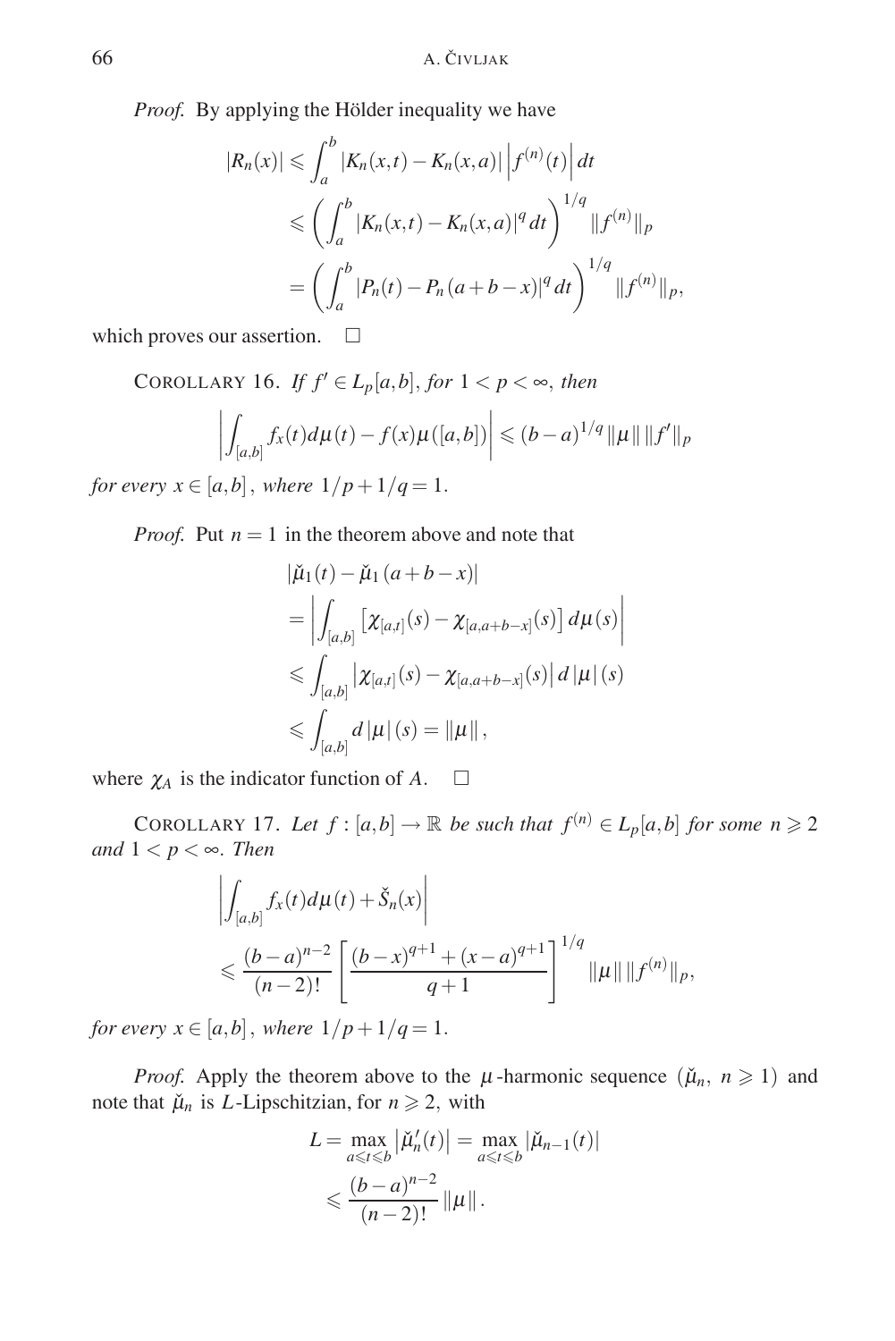*Proof.* By applying the Hölder inequality we have

$$
\begin{aligned}
|R_n(x)| &\leqslant \int_a^b |K_n(x,t) - K_n(x,a)| \left| f^{(n)}(t) \right| dt \\
&\leqslant \left( \int_a^b |K_n(x,t) - K_n(x,a)|^q \, dt \right)^{1/q} \|f^{(n)}\|_p \\
&= \left( \int_a^b |P_n(t) - P_n(a+b-x)|^q \, dt \right)^{1/q} \|f^{(n)}\|_p,
\end{aligned}
$$

which proves our assertion. $\square$

COROLLARY 16. *If $f' \in L_p[a,b]$, for $1 < p < \infty$, then*

$$
\left| \int_{[a,b]} f_x(t) d\mu(t) - f(x)\mu([a,b]) \right| \leqslant (b-a)^{1/q} \|\mu\| \, \|f'\|_p
$$

*for every $x \in [a,b]$, where $1/p + 1/q = 1$.*

*Proof.* Put $n = 1$ in the theorem above and note that

$$
\begin{aligned}
&|\check{\mu}_1(t) - \check{\mu}_1(a+b-x)| \\
&= \left| \int_{[a,b]} \left[ \chi_{[a,t]}(s) - \chi_{[a,a+b-x]}(s) \right] d\mu(s) \right| \\
&\leqslant \int_{[a,b]} \left| \chi_{[a,t]}(s) - \chi_{[a,a+b-x]}(s) \right| d\,|\mu|\,(s) \\
&\leqslant \int_{[a,b]} d\,|\mu|\,(s) = \|\mu\|,
\end{aligned}
$$

where $\chi_A$ is the indicator function of $A$. $\square$

COROLLARY 17. *Let $f : [a,b] \to \mathbb{R}$ be such that $f^{(n)} \in L_p[a,b]$ for some $n \geqslant 2$ and $1 < p < \infty$. Then*

$$
\begin{aligned}
&\left| \int_{[a,b]} f_x(t) d\mu(t) + \check{S}_n(x) \right| \\
&\leqslant \frac{(b-a)^{n-2}}{(n-2)!} \left[ \frac{(b-x)^{q+1} + (x-a)^{q+1}}{q+1} \right]^{1/q} \|\mu\| \, \|f^{(n)}\|_p,
\end{aligned}
$$

*for every $x \in [a,b]$, where $1/p + 1/q = 1$.*

*Proof.* Apply the theorem above to the $\mu$-harmonic sequence $(\check{\mu}_n,\ n \geqslant 1)$ and note that $\check{\mu}_n$ is $L$-Lipschitzian, for $n \geqslant 2$, with

$$
\begin{aligned}
L &= \max_{a \leqslant t \leqslant b} \left| \check{\mu}_n'(t) \right| = \max_{a \leqslant t \leqslant b} |\check{\mu}_{n-1}(t)| \\
&\leqslant \frac{(b-a)^{n-2}}{(n-2)!} \|\mu\|.
\end{aligned}
$$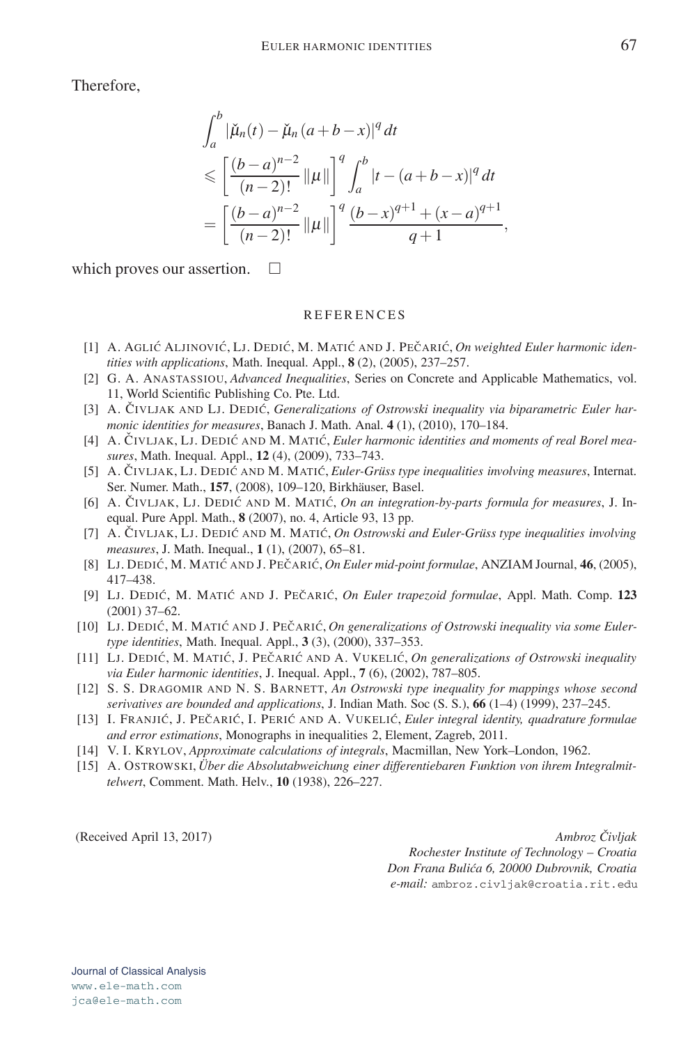Therefore,

$$
\begin{aligned}
&\int_a^b |\check{\mu}_n(t) - \check{\mu}_n(a+b-x)|^q \, dt \\
&\leqslant \left[ \frac{(b-a)^{n-2}}{(n-2)!} \|\mu\| \right]^q \int_a^b |t-(a+b-x)|^q \, dt \\
&= \left[ \frac{(b-a)^{n-2}}{(n-2)!} \|\mu\| \right]^q \frac{(b-x)^{q+1} + (x-a)^{q+1}}{q+1},
\end{aligned}
$$

which proves our assertion. $\square$

## REFERENCES

[1] A. Aglić Aljinović, Lj. Dedić, M. Matić and J. Pečarić, *On weighted Euler harmonic identities with applications*, Math. Inequal. Appl., **8** (2), (2005), 237–257.

[2] G. A. Anastassiou, *Advanced Inequalities*, Series on Concrete and Applicable Mathematics, vol. 11, World Scientific Publishing Co. Pte. Ltd.

[3] A. Čivljak and Lj. Dedić, *Generalizations of Ostrowski inequality via biparametric Euler harmonic identities for measures*, Banach J. Math. Anal. **4** (1), (2010), 170–184.

[4] A. Čivljak, Lj. Dedić and M. Matić, *Euler harmonic identities and moments of real Borel measures*, Math. Inequal. Appl., **12** (4), (2009), 733–743.

[5] A. Čivljak, Lj. Dedić and M. Matić, *Euler-Grüss type inequalities involving measures*, Internat. Ser. Numer. Math., **157**, (2008), 109–120, Birkhäuser, Basel.

[6] A. Čivljak, Lj. Dedić and M. Matić, *On an integration-by-parts formula for measures*, J. Inequal. Pure Appl. Math., **8** (2007), no. 4, Article 93, 13 pp.

[7] A. Čivljak, Lj. Dedić and M. Matić, *On Ostrowski and Euler-Grüss type inequalities involving measures*, J. Math. Inequal., **1** (1), (2007), 65–81.

[8] Lj. Dedić, M. Matić and J. Pečarić, *On Euler mid-point formulae*, ANZIAM Journal, **46**, (2005), 417–438.

[9] Lj. Dedić, M. Matić and J. Pečarić, *On Euler trapezoid formulae*, Appl. Math. Comp. **123** (2001) 37–62.

[10] Lj. Dedić, M. Matić and J. Pečarić, *On generalizations of Ostrowski inequality via some Euler-type identities*, Math. Inequal. Appl., **3** (3), (2000), 337–353.

[11] Lj. Dedić, M. Matić, J. Pečarić and A. Vukelić, *On generalizations of Ostrowski inequality via Euler harmonic identities*, J. Inequal. Appl., **7** (6), (2002), 787–805.

[12] S. S. Dragomir and N. S. Barnett, *An Ostrowski type inequality for mappings whose second serivatives are bounded and applications*, J. Indian Math. Soc (S. S.), **66** (1–4) (1999), 237–245.

[13] I. Franjić, J. Pečarić, I. Perić and A. Vukelić, *Euler integral identity, quadrature formulae and error estimations*, Monographs in inequalities 2, Element, Zagreb, 2011.

[14] V. I. Krylov, *Approximate calculations of integrals*, Macmillan, New York–London, 1962.

[15] A. Ostrowski, *Über die Absolutabweichung einer differentiebaren Funktion von ihrem Integralmittelwert*, Comment. Math. Helv., **10** (1938), 226–227.

(Received April 13, 2017)

*Ambroz Čivljak*
*Rochester Institute of Technology – Croatia*
*Don Frana Bulića 6, 20000 Dubrovnik, Croatia*
*e-mail:* ambroz.civljak@croatia.rit.edu